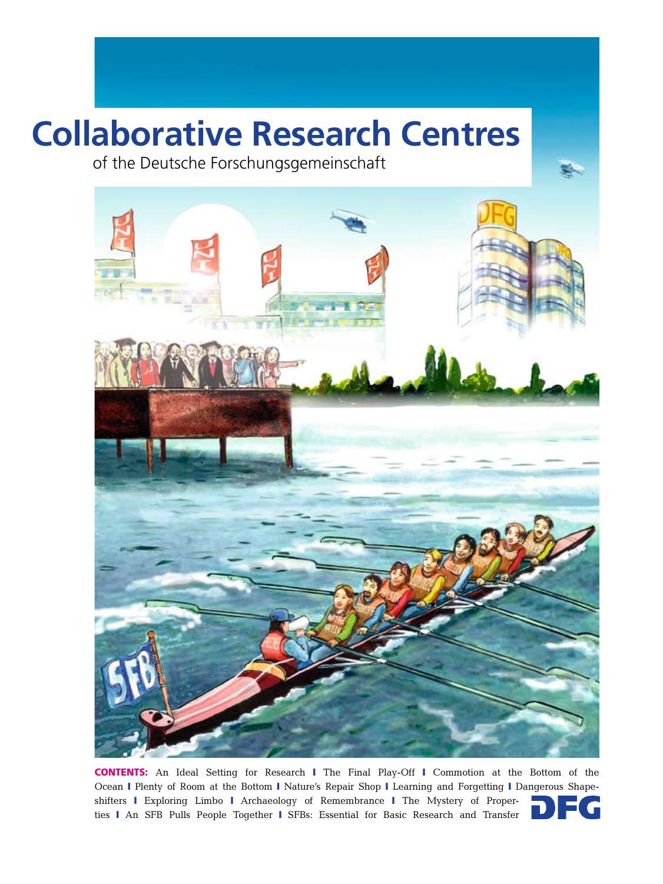# Collaborative Research Centres

of the Deutsche Forschungsgemeinschaft

**CONTENTS:** An Ideal Setting for Research | The Final Play-Off | Commotion at the Bottom of the Ocean | Plenty of Room at the Bottom | Nature's Repair Shop | Learning and Forgetting | Dangerous Shapeshifters | Exploring Limbo | Archaeology of Remembrance | The Mystery of Properties | An SFB Pulls People Together | SFBs: Essential for Basic Research and Transfer

DFG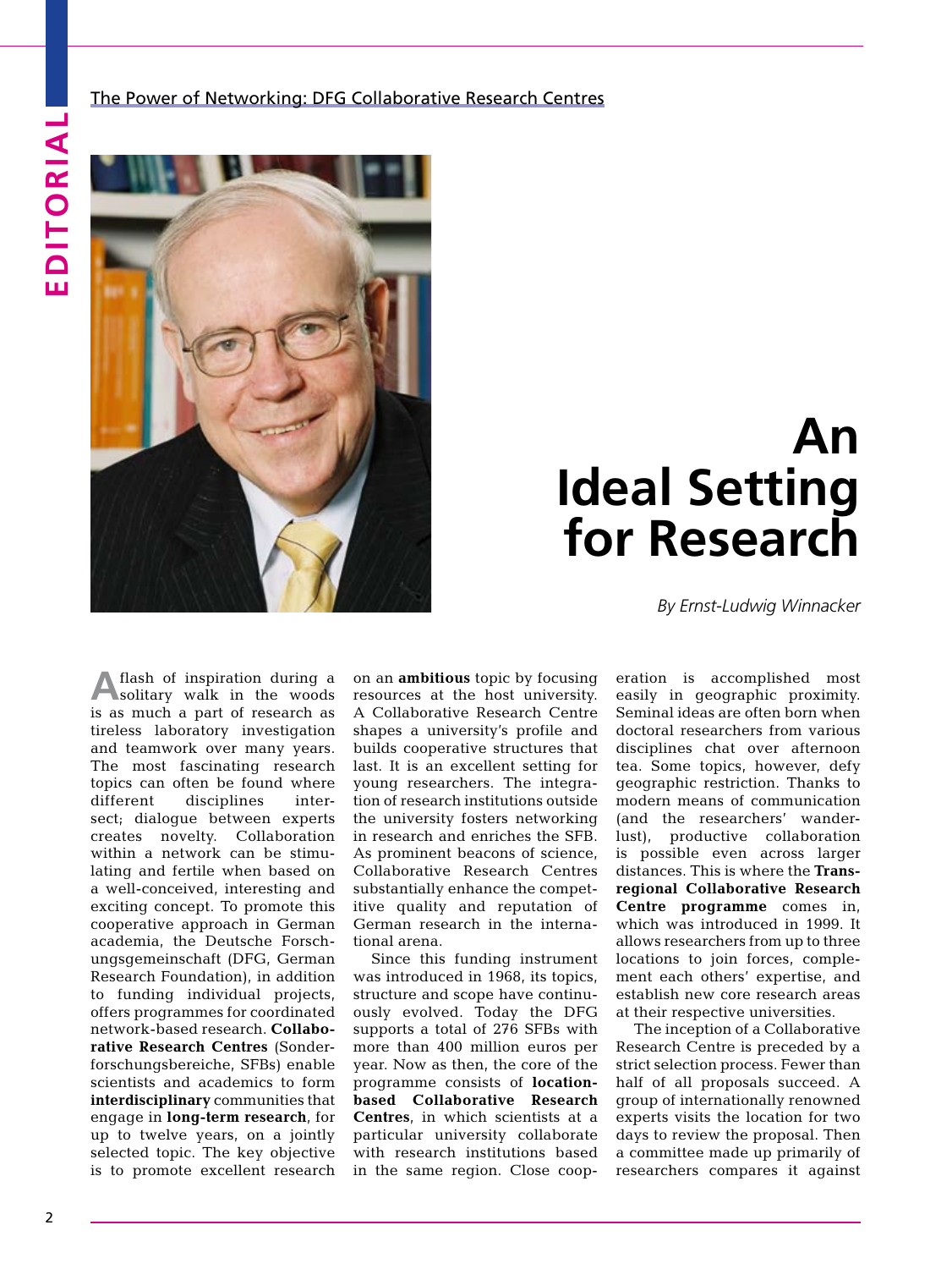The Power of Networking: DFG Collaborative Research Centres

# An Ideal Setting for Research

*By Ernst-Ludwig Winnacker*

A flash of inspiration during a solitary walk in the woods is as much a part of research as tireless laboratory investigation and teamwork over many years. The most fascinating research topics can often be found where different disciplines intersect; dialogue between experts creates novelty. Collaboration within a network can be stimulating and fertile when based on a well-conceived, interesting and exciting concept. To promote this cooperative approach in German academia, the Deutsche Forschungsgemeinschaft (DFG, German Research Foundation), in addition to funding individual projects, offers programmes for coordinated network-based research. **Collaborative Research Centres** (Sonderforschungsbereiche, SFBs) enable scientists and academics to form **interdisciplinary** communities that engage in **long-term research**, for up to twelve years, on a jointly selected topic. The key objective is to promote excellent research on an **ambitious** topic by focusing resources at the host university. A Collaborative Research Centre shapes a university's profile and builds cooperative structures that last. It is an excellent setting for young researchers. The integration of research institutions outside the university fosters networking in research and enriches the SFB. As prominent beacons of science, Collaborative Research Centres substantially enhance the competitive quality and reputation of German research in the international arena.

Since this funding instrument was introduced in 1968, its topics, structure and scope have continuously evolved. Today the DFG supports a total of 276 SFBs with more than 400 million euros per year. Now as then, the core of the programme consists of **location-based Collaborative Research Centres**, in which scientists at a particular university collaborate with research institutions based in the same region. Close cooperation is accomplished most easily in geographic proximity. Seminal ideas are often born when doctoral researchers from various disciplines chat over afternoon tea. Some topics, however, defy geographic restriction. Thanks to modern means of communication (and the researchers' wanderlust), productive collaboration is possible even across larger distances. This is where the **Transregional Collaborative Research Centre programme** comes in, which was introduced in 1999. It allows researchers from up to three locations to join forces, complement each others' expertise, and establish new core research areas at their respective universities.

The inception of a Collaborative Research Centre is preceded by a strict selection process. Fewer than half of all proposals succeed. A group of internationally renowned experts visits the location for two days to review the proposal. Then a committee made up primarily of researchers compares it against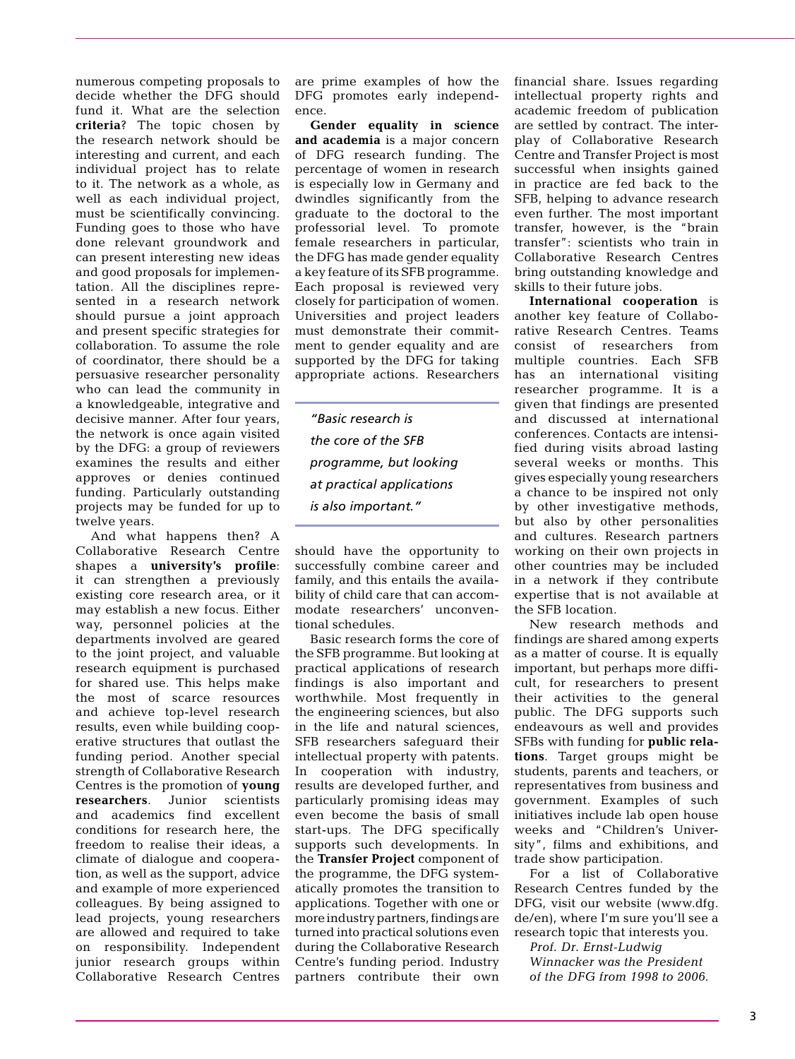numerous competing proposals to decide whether the DFG should fund it. What are the selection **criteria**? The topic chosen by the research network should be interesting and current, and each individual project has to relate to it. The network as a whole, as well as each individual project, must be scientifically convincing. Funding goes to those who have done relevant groundwork and can present interesting new ideas and good proposals for implementation. All the disciplines represented in a research network should pursue a joint approach and present specific strategies for collaboration. To assume the role of coordinator, there should be a persuasive researcher personality who can lead the community in a knowledgeable, integrative and decisive manner. After four years, the network is once again visited by the DFG: a group of reviewers examines the results and either approves or denies continued funding. Particularly outstanding projects may be funded for up to twelve years.

And what happens then? A Collaborative Research Centre shapes a **university's profile**: it can strengthen a previously existing core research area, or it may establish a new focus. Either way, personnel policies at the departments involved are geared to the joint project, and valuable research equipment is purchased for shared use. This helps make the most of scarce resources and achieve top-level research results, even while building cooperative structures that outlast the funding period. Another special strength of Collaborative Research Centres is the promotion of **young researchers**. Junior scientists and academics find excellent conditions for research here, the freedom to realise their ideas, a climate of dialogue and cooperation, as well as the support, advice and example of more experienced colleagues. By being assigned to lead projects, young researchers are allowed and required to take on responsibility. Independent junior research groups within Collaborative Research Centres are prime examples of how the DFG promotes early independence.

**Gender equality in science and academia** is a major concern of DFG research funding. The percentage of women in research is especially low in Germany and dwindles significantly from the graduate to the doctoral to the professorial level. To promote female researchers in particular, the DFG has made gender equality a key feature of its SFB programme. Each proposal is reviewed very closely for participation of women. Universities and project leaders must demonstrate their commitment to gender equality and are supported by the DFG for taking appropriate actions. Researchers should have the opportunity to successfully combine career and family, and this entails the availability of child care that can accommodate researchers' unconventional schedules.

> *"Basic research is the core of the SFB programme, but looking at practical applications is also important."*

Basic research forms the core of the SFB programme. But looking at practical applications of research findings is also important and worthwhile. Most frequently in the engineering sciences, but also in the life and natural sciences, SFB researchers safeguard their intellectual property with patents. In cooperation with industry, results are developed further, and particularly promising ideas may even become the basis of small start-ups. The DFG specifically supports such developments. In the **Transfer Project** component of the programme, the DFG systematically promotes the transition to applications. Together with one or more industry partners, findings are turned into practical solutions even during the Collaborative Research Centre's funding period. Industry partners contribute their own financial share. Issues regarding intellectual property rights and academic freedom of publication are settled by contract. The interplay of Collaborative Research Centre and Transfer Project is most successful when insights gained in practice are fed back to the SFB, helping to advance research even further. The most important transfer, however, is the "brain transfer": scientists who train in Collaborative Research Centres bring outstanding knowledge and skills to their future jobs.

**International cooperation** is another key feature of Collaborative Research Centres. Teams consist of researchers from multiple countries. Each SFB has an international visiting researcher programme. It is a given that findings are presented and discussed at international conferences. Contacts are intensified during visits abroad lasting several weeks or months. This gives especially young researchers a chance to be inspired not only by other investigative methods, but also by other personalities and cultures. Research partners working on their own projects in other countries may be included in a network if they contribute expertise that is not available at the SFB location.

New research methods and findings are shared among experts as a matter of course. It is equally important, but perhaps more difficult, for researchers to present their activities to the general public. The DFG supports such endeavours as well and provides SFBs with funding for **public relations**. Target groups might be students, parents and teachers, or representatives from business and government. Examples of such initiatives include lab open house weeks and "Children's University", films and exhibitions, and trade show participation.

For a list of Collaborative Research Centres funded by the DFG, visit our website (www.dfg.de/en), where I'm sure you'll see a research topic that interests you.

*Prof. Dr. Ernst-Ludwig Winnacker was the President of the DFG from 1998 to 2006.*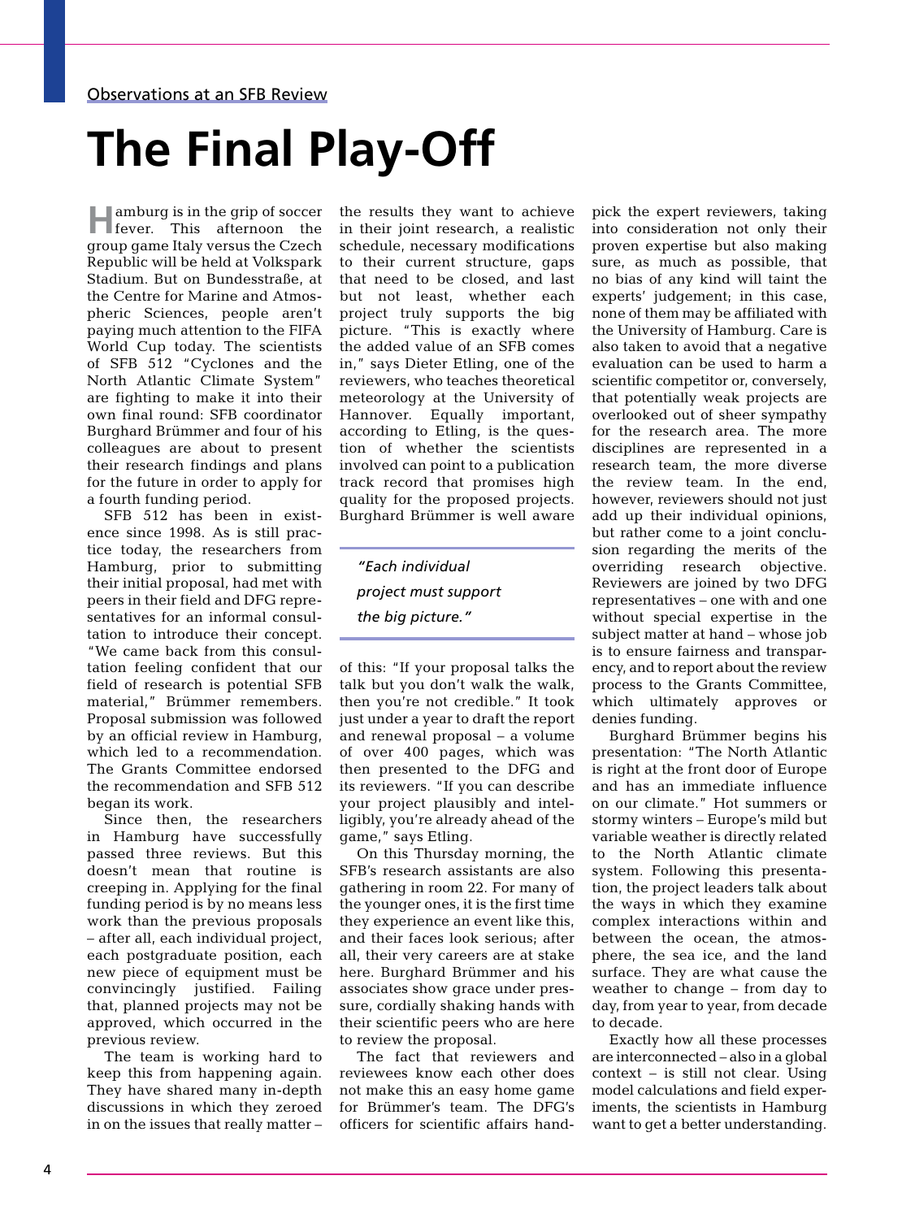Observations at an SFB Review

# The Final Play-Off

Hamburg is in the grip of soccer fever. This afternoon the group game Italy versus the Czech Republic will be held at Volkspark Stadium. But on Bundesstraße, at the Centre for Marine and Atmospheric Sciences, people aren't paying much attention to the FIFA World Cup today. The scientists of SFB 512 "Cyclones and the North Atlantic Climate System" are fighting to make it into their own final round: SFB coordinator Burghard Brümmer and four of his colleagues are about to present their research findings and plans for the future in order to apply for a fourth funding period.

SFB 512 has been in existence since 1998. As is still practice today, the researchers from Hamburg, prior to submitting their initial proposal, had met with peers in their field and DFG representatives for an informal consultation to introduce their concept. "We came back from this consultation feeling confident that our field of research is potential SFB material," Brümmer remembers. Proposal submission was followed by an official review in Hamburg, which led to a recommendation. The Grants Committee endorsed the recommendation and SFB 512 began its work.

Since then, the researchers in Hamburg have successfully passed three reviews. But this doesn't mean that routine is creeping in. Applying for the final funding period is by no means less work than the previous proposals – after all, each individual project, each postgraduate position, each new piece of equipment must be convincingly justified. Failing that, planned projects may not be approved, which occurred in the previous review.

The team is working hard to keep this from happening again. They have shared many in-depth discussions in which they zeroed in on the issues that really matter – the results they want to achieve in their joint research, a realistic schedule, necessary modifications to their current structure, gaps that need to be closed, and last but not least, whether each project truly supports the big picture. "This is exactly where the added value of an SFB comes in," says Dieter Etling, one of the reviewers, who teaches theoretical meteorology at the University of Hannover. Equally important, according to Etling, is the question of whether the scientists involved can point to a publication track record that promises high quality for the proposed projects. Burghard Brümmer is well aware of this: "If your proposal talks the talk but you don't walk the walk, then you're not credible." It took just under a year to draft the report and renewal proposal – a volume of over 400 pages, which was then presented to the DFG and its reviewers. "If you can describe your project plausibly and intelligibly, you're already ahead of the game," says Etling.

> *"Each individual project must support the big picture."*

On this Thursday morning, the SFB's research assistants are also gathering in room 22. For many of the younger ones, it is the first time they experience an event like this, and their faces look serious; after all, their very careers are at stake here. Burghard Brümmer and his associates show grace under pressure, cordially shaking hands with their scientific peers who are here to review the proposal.

The fact that reviewers and reviewees know each other does not make this an easy home game for Brümmer's team. The DFG's officers for scientific affairs handpick the expert reviewers, taking into consideration not only their proven expertise but also making sure, as much as possible, that no bias of any kind will taint the experts' judgement; in this case, none of them may be affiliated with the University of Hamburg. Care is also taken to avoid that a negative evaluation can be used to harm a scientific competitor or, conversely, that potentially weak projects are overlooked out of sheer sympathy for the research area. The more disciplines are represented in a research team, the more diverse the review team. In the end, however, reviewers should not just add up their individual opinions, but rather come to a joint conclusion regarding the merits of the overriding research objective. Reviewers are joined by two DFG representatives – one with and one without special expertise in the subject matter at hand – whose job is to ensure fairness and transparency, and to report about the review process to the Grants Committee, which ultimately approves or denies funding.

Burghard Brümmer begins his presentation: "The North Atlantic is right at the front door of Europe and has an immediate influence on our climate." Hot summers or stormy winters – Europe's mild but variable weather is directly related to the North Atlantic climate system. Following this presentation, the project leaders talk about the ways in which they examine complex interactions within and between the ocean, the atmosphere, the sea ice, and the land surface. They are what cause the weather to change – from day to day, from year to year, from decade to decade.

Exactly how all these processes are interconnected – also in a global context – is still not clear. Using model calculations and field experiments, the scientists in Hamburg want to get a better understanding.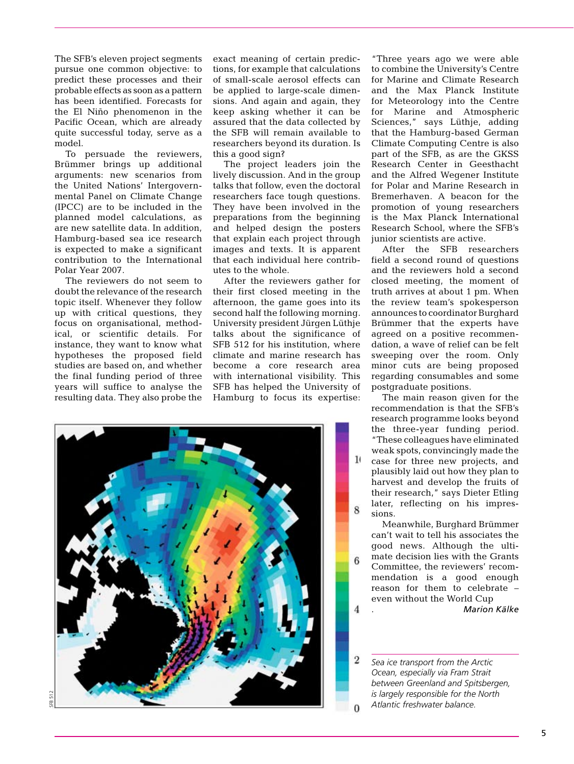The SFB's eleven project segments pursue one common objective: to predict these processes and their probable effects as soon as a pattern has been identified. Forecasts for the El Niño phenomenon in the Pacific Ocean, which are already quite successful today, serve as a model.

To persuade the reviewers, Brümmer brings up additional arguments: new scenarios from the United Nations' Intergovernmental Panel on Climate Change (IPCC) are to be included in the planned model calculations, as are new satellite data. In addition, Hamburg-based sea ice research is expected to make a significant contribution to the International Polar Year 2007.

The reviewers do not seem to doubt the relevance of the research topic itself. Whenever they follow up with critical questions, they focus on organisational, methodical, or scientific details. For instance, they want to know what hypotheses the proposed field studies are based on, and whether the final funding period of three years will suffice to analyse the resulting data. They also probe the exact meaning of certain predictions, for example that calculations of small-scale aerosol effects can be applied to large-scale dimensions. And again and again, they keep asking whether it can be assured that the data collected by the SFB will remain available to researchers beyond its duration. Is this a good sign?

The project leaders join the lively discussion. And in the group talks that follow, even the doctoral researchers face tough questions. They have been involved in the preparations from the beginning and helped design the posters that explain each project through images and texts. It is apparent that each individual here contributes to the whole.

After the reviewers gather for their first closed meeting in the afternoon, the game goes into its second half the following morning. University president Jürgen Lüthje talks about the significance of SFB 512 for his institution, where climate and marine research has become a core research area with international visibility. This SFB has helped the University of Hamburg to focus its expertise: "Three years ago we were able to combine the University's Centre for Marine and Climate Research and the Max Planck Institute for Meteorology into the Centre for Marine and Atmospheric Sciences," says Lüthje, adding that the Hamburg-based German Climate Computing Centre is also part of the SFB, as are the GKSS Research Center in Geesthacht and the Alfred Wegener Institute for Polar and Marine Research in Bremerhaven. A beacon for the promotion of young researchers is the Max Planck International Research School, where the SFB's junior scientists are active.

After the SFB researchers field a second round of questions and the reviewers hold a second closed meeting, the moment of truth arrives at about 1 pm. When the review team's spokesperson announces to coordinator Burghard Brümmer that the experts have agreed on a positive recommendation, a wave of relief can be felt sweeping over the room. Only minor cuts are being proposed regarding consumables and some postgraduate positions.

The main reason given for the recommendation is that the SFB's research programme looks beyond the three-year funding period. "These colleagues have eliminated weak spots, convincingly made the case for three new projects, and plausibly laid out how they plan to harvest and develop the fruits of their research," says Dieter Etling later, reflecting on his impressions.

Meanwhile, Burghard Brümmer can't wait to tell his associates the good news. Although the ultimate decision lies with the Grants Committee, the reviewers' recommendation is a good enough reason for them to celebrate – even without the World Cup.

*Marion Kälke*

*Sea ice transport from the Arctic Ocean, especially via Fram Strait between Greenland and Spitsbergen, is largely responsible for the North Atlantic freshwater balance.*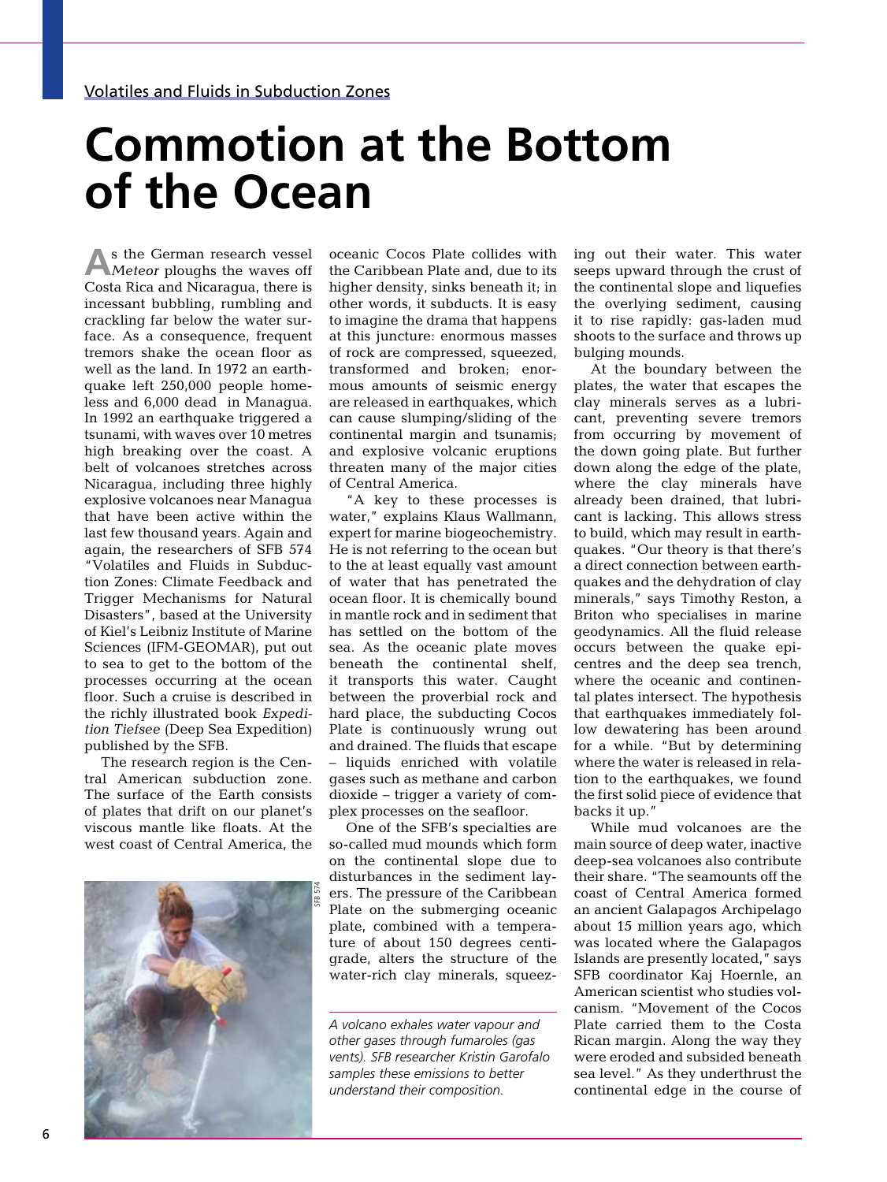Volatiles and Fluids in Subduction Zones

# Commotion at the Bottom of the Ocean

As the German research vessel *Meteor* ploughs the waves off Costa Rica and Nicaragua, there is incessant bubbling, rumbling and crackling far below the water surface. As a consequence, frequent tremors shake the ocean floor as well as the land. In 1972 an earthquake left 250,000 people homeless and 6,000 dead in Managua. In 1992 an earthquake triggered a tsunami, with waves over 10 metres high breaking over the coast. A belt of volcanoes stretches across Nicaragua, including three highly explosive volcanoes near Managua that have been active within the last few thousand years. Again and again, the researchers of SFB 574 "Volatiles and Fluids in Subduction Zones: Climate Feedback and Trigger Mechanisms for Natural Disasters", based at the University of Kiel's Leibniz Institute of Marine Sciences (IFM-GEOMAR), put out to sea to get to the bottom of the processes occurring at the ocean floor. Such a cruise is described in the richly illustrated book *Expedition Tiefsee* (Deep Sea Expedition) published by the SFB.

The research region is the Central American subduction zone. The surface of the Earth consists of plates that drift on our planet's viscous mantle like floats. At the west coast of Central America, the oceanic Cocos Plate collides with the Caribbean Plate and, due to its higher density, sinks beneath it; in other words, it subducts. It is easy to imagine the drama that happens at this juncture: enormous masses of rock are compressed, squeezed, transformed and broken; enormous amounts of seismic energy are released in earthquakes, which can cause slumping/sliding of the continental margin and tsunamis; and explosive volcanic eruptions threaten many of the major cities of Central America.

"A key to these processes is water," explains Klaus Wallmann, expert for marine biogeochemistry. He is not referring to the ocean but to the at least equally vast amount of water that has penetrated the ocean floor. It is chemically bound in mantle rock and in sediment that has settled on the bottom of the sea. As the oceanic plate moves beneath the continental shelf, it transports this water. Caught between the proverbial rock and hard place, the subducting Cocos Plate is continuously wrung out and drained. The fluids that escape – liquids enriched with volatile gases such as methane and carbon dioxide – trigger a variety of complex processes on the seafloor.

One of the SFB's specialties are so-called mud mounds which form on the continental slope due to disturbances in the sediment layers. The pressure of the Caribbean Plate on the submerging oceanic plate, combined with a temperature of about 150 degrees centigrade, alters the structure of the water-rich clay minerals, squeezing out their water. This water seeps upward through the crust of the continental slope and liquefies the overlying sediment, causing it to rise rapidly: gas-laden mud shoots to the surface and throws up bulging mounds.

At the boundary between the plates, the water that escapes the clay minerals serves as a lubricant, preventing severe tremors from occurring by movement of the down going plate. But further down along the edge of the plate, where the clay minerals have already been drained, that lubricant is lacking. This allows stress to build, which may result in earthquakes. "Our theory is that there's a direct connection between earthquakes and the dehydration of clay minerals," says Timothy Reston, a Briton who specialises in marine geodynamics. All the fluid release occurs between the quake epicentres and the deep sea trench, where the oceanic and continental plates intersect. The hypothesis that earthquakes immediately follow dewatering has been around for a while. "But by determining where the water is released in relation to the earthquakes, we found the first solid piece of evidence that backs it up."

While mud volcanoes are the main source of deep water, inactive deep-sea volcanoes also contribute their share. "The seamounts off the coast of Central America formed an ancient Galapagos Archipelago about 15 million years ago, which was located where the Galapagos Islands are presently located," says SFB coordinator Kaj Hoernle, an American scientist who studies volcanism. "Movement of the Cocos Plate carried them to the Costa Rican margin. Along the way they were eroded and subsided beneath sea level." As they underthrust the continental edge in the course of

SFB 574

*A volcano exhales water vapour and other gases through fumaroles (gas vents). SFB researcher Kristin Garofalo samples these emissions to better understand their composition.*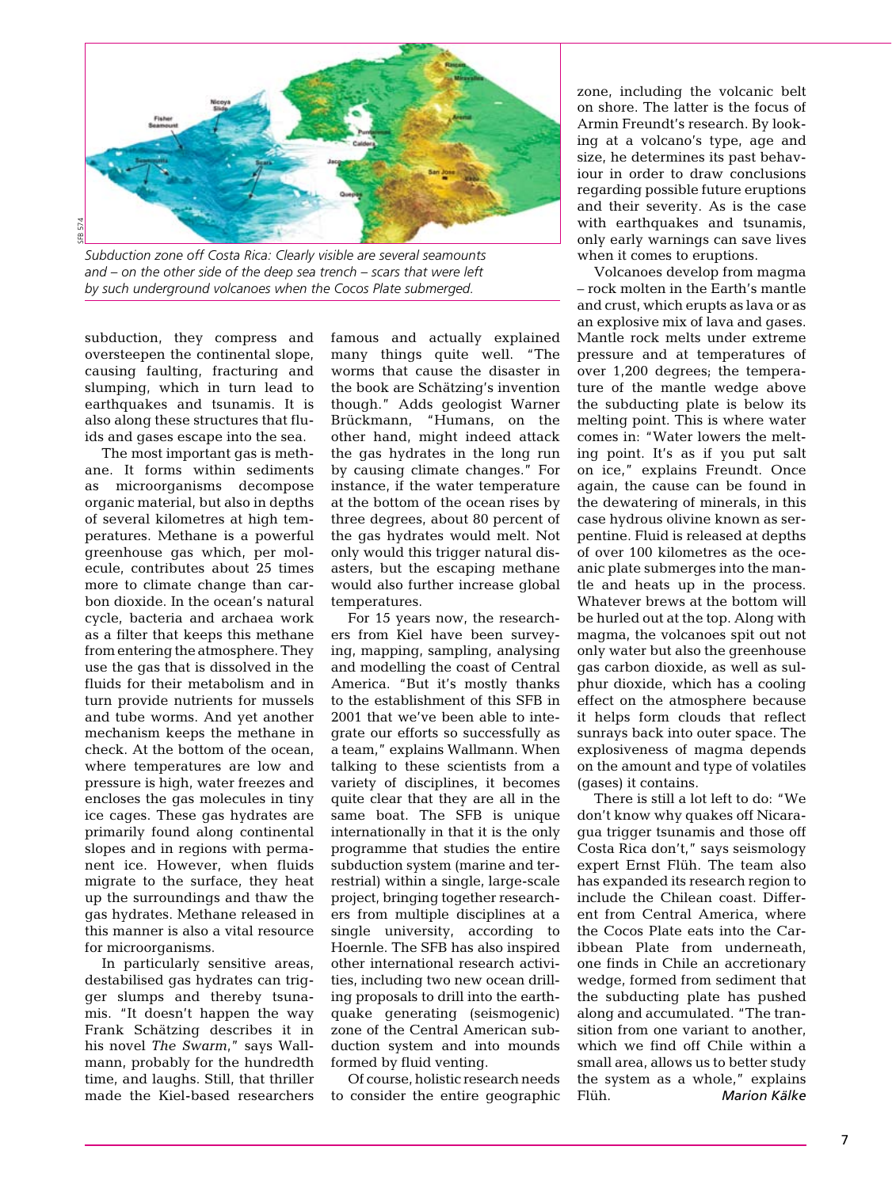*Subduction zone off Costa Rica: Clearly visible are several seamounts and – on the other side of the deep sea trench – scars that were left by such underground volcanoes when the Cocos Plate submerged.*

subduction, they compress and oversteepen the continental slope, causing faulting, fracturing and slumping, which in turn lead to earthquakes and tsunamis. It is also along these structures that fluids and gases escape into the sea.

The most important gas is methane. It forms within sediments as microorganisms decompose organic material, but also in depths of several kilometres at high temperatures. Methane is a powerful greenhouse gas which, per molecule, contributes about 25 times more to climate change than carbon dioxide. In the ocean's natural cycle, bacteria and archaea work as a filter that keeps this methane from entering the atmosphere. They use the gas that is dissolved in the fluids for their metabolism and in turn provide nutrients for mussels and tube worms. And yet another mechanism keeps the methane in check. At the bottom of the ocean, where temperatures are low and pressure is high, water freezes and encloses the gas molecules in tiny ice cages. These gas hydrates are primarily found along continental slopes and in regions with permanent ice. However, when fluids migrate to the surface, they heat up the surroundings and thaw the gas hydrates. Methane released in this manner is also a vital resource for microorganisms.

In particularly sensitive areas, destabilised gas hydrates can trigger slumps and thereby tsunamis. "It doesn't happen the way Frank Schätzing describes it in his novel *The Swarm*," says Wallmann, probably for the hundredth time, and laughs. Still, that thriller made the Kiel-based researchers famous and actually explained many things quite well. "The worms that cause the disaster in the book are Schätzing's invention though." Adds geologist Warner Brückmann, "Humans, on the other hand, might indeed attack the gas hydrates in the long run by causing climate changes." For instance, if the water temperature at the bottom of the ocean rises by three degrees, about 80 percent of the gas hydrates would melt. Not only would this trigger natural disasters, but the escaping methane would also further increase global temperatures.

For 15 years now, the researchers from Kiel have been surveying, mapping, sampling, analysing and modelling the coast of Central America. "But it's mostly thanks to the establishment of this SFB in 2001 that we've been able to integrate our efforts so successfully as a team," explains Wallmann. When talking to these scientists from a variety of disciplines, it becomes quite clear that they are all in the same boat. The SFB is unique internationally in that it is the only programme that studies the entire subduction system (marine and terrestrial) within a single, large-scale project, bringing together researchers from multiple disciplines at a single university, according to Hoernle. The SFB has also inspired other international research activities, including two new ocean drilling proposals to drill into the earthquake generating (seismogenic) zone of the Central American subduction system and into mounds formed by fluid venting.

Of course, holistic research needs to consider the entire geographic zone, including the volcanic belt on shore. The latter is the focus of Armin Freundt's research. By looking at a volcano's type, age and size, he determines its past behaviour in order to draw conclusions regarding possible future eruptions and their severity. As is the case with earthquakes and tsunamis, only early warnings can save lives when it comes to eruptions.

Volcanoes develop from magma – rock molten in the Earth's mantle and crust, which erupts as lava or as an explosive mix of lava and gases. Mantle rock melts under extreme pressure and at temperatures of over 1,200 degrees; the temperature of the mantle wedge above the subducting plate is below its melting point. This is where water comes in: "Water lowers the melting point. It's as if you put salt on ice," explains Freundt. Once again, the cause can be found in the dewatering of minerals, in this case hydrous olivine known as serpentine. Fluid is released at depths of over 100 kilometres as the oceanic plate submerges into the mantle and heats up in the process. Whatever brews at the bottom will be hurled out at the top. Along with magma, the volcanoes spit out not only water but also the greenhouse gas carbon dioxide, as well as sulphur dioxide, which has a cooling effect on the atmosphere because it helps form clouds that reflect sunrays back into outer space. The explosiveness of magma depends on the amount and type of volatiles (gases) it contains.

There is still a lot left to do: "We don't know why quakes off Nicaragua trigger tsunamis and those off Costa Rica don't," says seismology expert Ernst Flüh. The team also has expanded its research region to include the Chilean coast. Different from Central America, where the Cocos Plate eats into the Caribbean Plate from underneath, one finds in Chile an accretionary wedge, formed from sediment that the subducting plate has pushed along and accumulated. "The transition from one variant to another, which we find off Chile within a small area, allows us to better study the system as a whole," explains Flüh.

*Marion Kälke*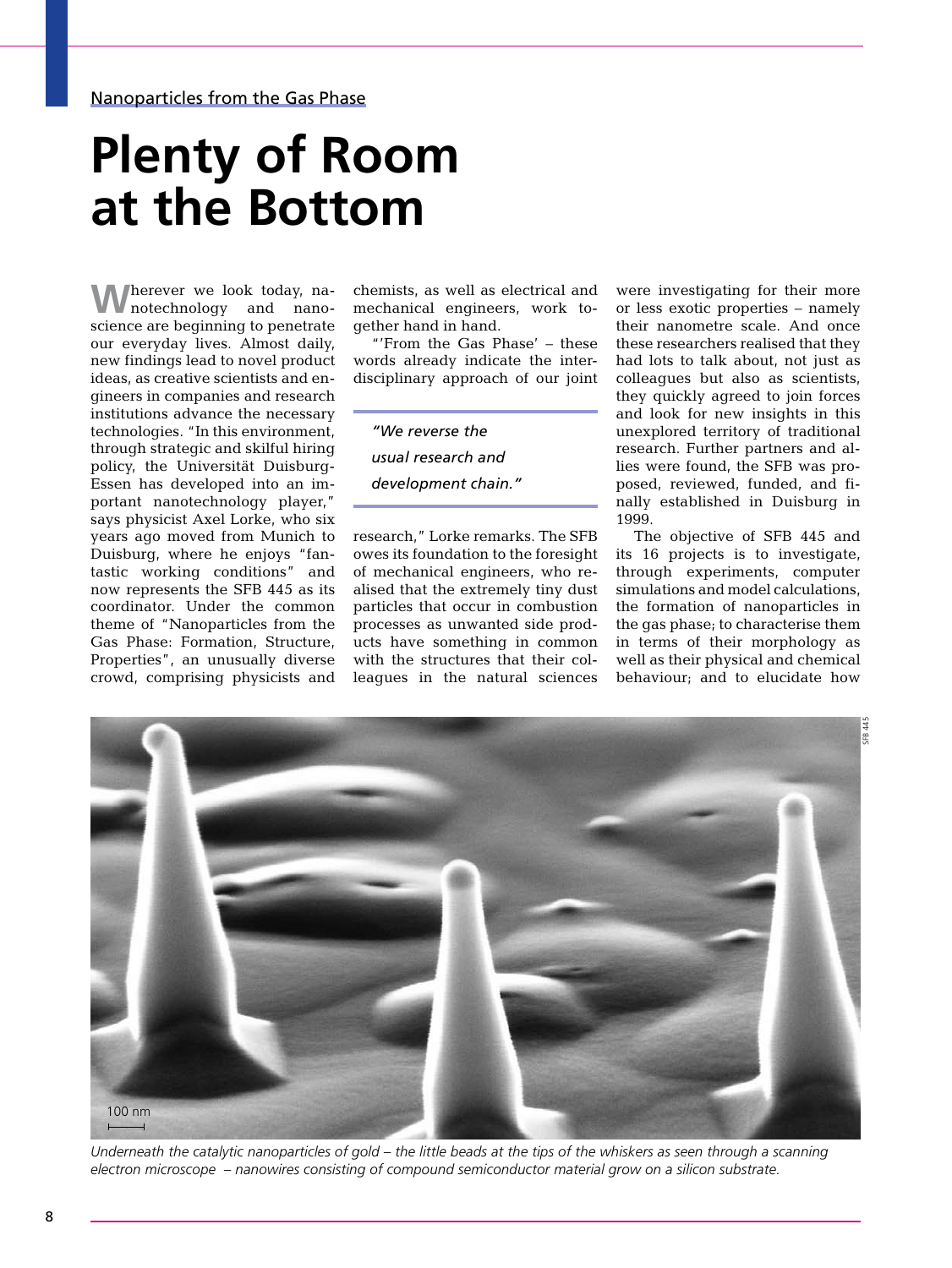Nanoparticles from the Gas Phase

# Plenty of Room at the Bottom

Wherever we look today, nanotechnology and nanoscience are beginning to penetrate our everyday lives. Almost daily, new findings lead to novel product ideas, as creative scientists and engineers in companies and research institutions advance the necessary technologies. "In this environment, through strategic and skilful hiring policy, the Universität Duisburg-Essen has developed into an important nanotechnology player," says physicist Axel Lorke, who six years ago moved from Munich to Duisburg, where he enjoys "fantastic working conditions" and now represents the SFB 445 as its coordinator. Under the common theme of "Nanoparticles from the Gas Phase: Formation, Structure, Properties", an unusually diverse crowd, comprising physicists and chemists, as well as electrical and mechanical engineers, work together hand in hand.

"'From the Gas Phase' – these words already indicate the interdisciplinary approach of our joint research," Lorke remarks. The SFB owes its foundation to the foresight of mechanical engineers, who realised that the extremely tiny dust particles that occur in combustion processes as unwanted side products have something in common with the structures that their colleagues in the natural sciences were investigating for their more or less exotic properties – namely their nanometre scale. And once these researchers realised that they had lots to talk about, not just as colleagues but also as scientists, they quickly agreed to join forces and look for new insights in this unexplored territory of traditional research. Further partners and allies were found, the SFB was proposed, reviewed, funded, and finally established in Duisburg in 1999.

> *"We reverse the usual research and development chain."*

The objective of SFB 445 and its 16 projects is to investigate, through experiments, computer simulations and model calculations, the formation of nanoparticles in the gas phase; to characterise them in terms of their morphology as well as their physical and chemical behaviour; and to elucidate how

*Underneath the catalytic nanoparticles of gold – the little beads at the tips of the whiskers as seen through a scanning electron microscope – nanowires consisting of compound semiconductor material grow on a silicon substrate.*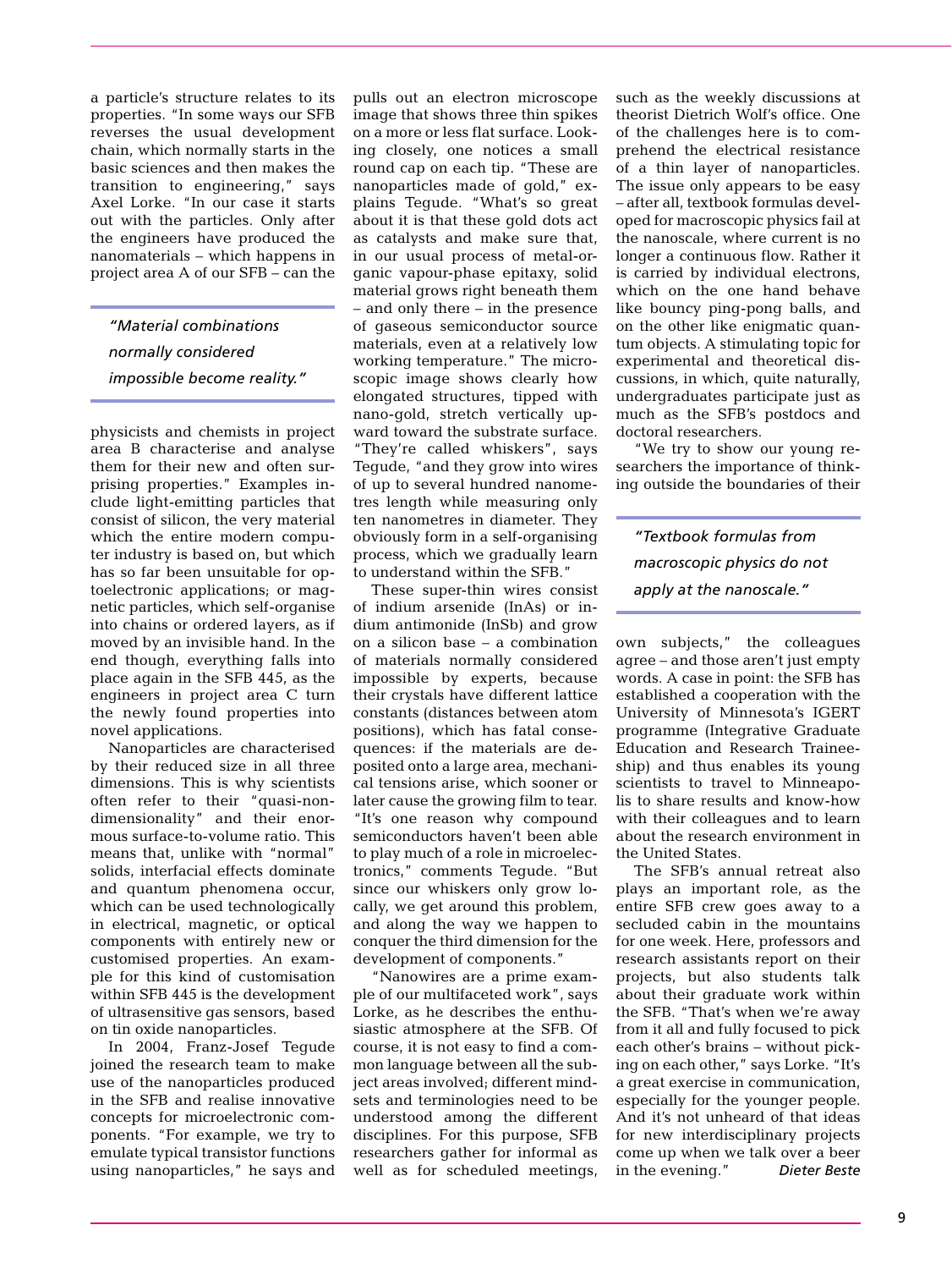a particle's structure relates to its properties. "In some ways our SFB reverses the usual development chain, which normally starts in the basic sciences and then makes the transition to engineering," says Axel Lorke. "In our case it starts out with the particles. Only after the engineers have produced the nanomaterials – which happens in project area A of our SFB – can the physicists and chemists in project area B characterise and analyse them for their new and often surprising properties." Examples include light-emitting particles that consist of silicon, the very material which the entire modern computer industry is based on, but which has so far been unsuitable for optoelectronic applications; or magnetic particles, which self-organise into chains or ordered layers, as if moved by an invisible hand. In the end though, everything falls into place again in the SFB 445, as the engineers in project area C turn the newly found properties into novel applications.

> *"Material combinations normally considered impossible become reality."*

Nanoparticles are characterised by their reduced size in all three dimensions. This is why scientists often refer to their "quasi-nondimensionality" and their enormous surface-to-volume ratio. This means that, unlike with "normal" solids, interfacial effects dominate and quantum phenomena occur, which can be used technologically in electrical, magnetic, or optical components with entirely new or customised properties. An example for this kind of customisation within SFB 445 is the development of ultrasensitive gas sensors, based on tin oxide nanoparticles.

In 2004, Franz-Josef Tegude joined the research team to make use of the nanoparticles produced in the SFB and realise innovative concepts for microelectronic components. "For example, we try to emulate typical transistor functions using nanoparticles," he says and pulls out an electron microscope image that shows three thin spikes on a more or less flat surface. Looking closely, one notices a small round cap on each tip. "These are nanoparticles made of gold," explains Tegude. "What's so great about it is that these gold dots act as catalysts and make sure that, in our usual process of metal-organic vapour-phase epitaxy, solid material grows right beneath them – and only there – in the presence of gaseous semiconductor source materials, even at a relatively low working temperature." The microscopic image shows clearly how elongated structures, tipped with nano-gold, stretch vertically upward toward the substrate surface. "They're called whiskers", says Tegude, "and they grow into wires of up to several hundred nanometres length while measuring only ten nanometres in diameter. They obviously form in a self-organising process, which we gradually learn to understand within the SFB."

These super-thin wires consist of indium arsenide (InAs) or indium antimonide (InSb) and grow on a silicon base – a combination of materials normally considered impossible by experts, because their crystals have different lattice constants (distances between atom positions), which has fatal consequences: if the materials are deposited onto a large area, mechanical tensions arise, which sooner or later cause the growing film to tear. "It's one reason why compound semiconductors haven't been able to play much of a role in microelectronics," comments Tegude. "But since our whiskers only grow locally, we get around this problem, and along the way we happen to conquer the third dimension for the development of components."

"Nanowires are a prime example of our multifaceted work", says Lorke, as he describes the enthusiastic atmosphere at the SFB. Of course, it is not easy to find a common language between all the subject areas involved; different mindsets and terminologies need to be understood among the different disciplines. For this purpose, SFB researchers gather for informal as well as for scheduled meetings, such as the weekly discussions at theorist Dietrich Wolf's office. One of the challenges here is to comprehend the electrical resistance of a thin layer of nanoparticles. The issue only appears to be easy – after all, textbook formulas developed for macroscopic physics fail at the nanoscale, where current is no longer a continuous flow. Rather it is carried by individual electrons, which on the one hand behave like bouncy ping-pong balls, and on the other like enigmatic quantum objects. A stimulating topic for experimental and theoretical discussions, in which, quite naturally, undergraduates participate just as much as the SFB's postdocs and doctoral researchers.

"We try to show our young researchers the importance of thinking outside the boundaries of their own subjects," the colleagues agree – and those aren't just empty words. A case in point: the SFB has established a cooperation with the University of Minnesota's IGERT programme (Integrative Graduate Education and Research Traineeship) and thus enables its young scientists to travel to Minneapolis to share results and know-how with their colleagues and to learn about the research environment in the United States.

> *"Textbook formulas from macroscopic physics do not apply at the nanoscale."*

The SFB's annual retreat also plays an important role, as the entire SFB crew goes away to a secluded cabin in the mountains for one week. Here, professors and research assistants report on their projects, but also students talk about their graduate work within the SFB. "That's when we're away from it all and fully focused to pick each other's brains – without picking on each other," says Lorke. "It's a great exercise in communication, especially for the younger people. And it's not unheard of that ideas for new interdisciplinary projects come up when we talk over a beer in the evening." *Dieter Beste*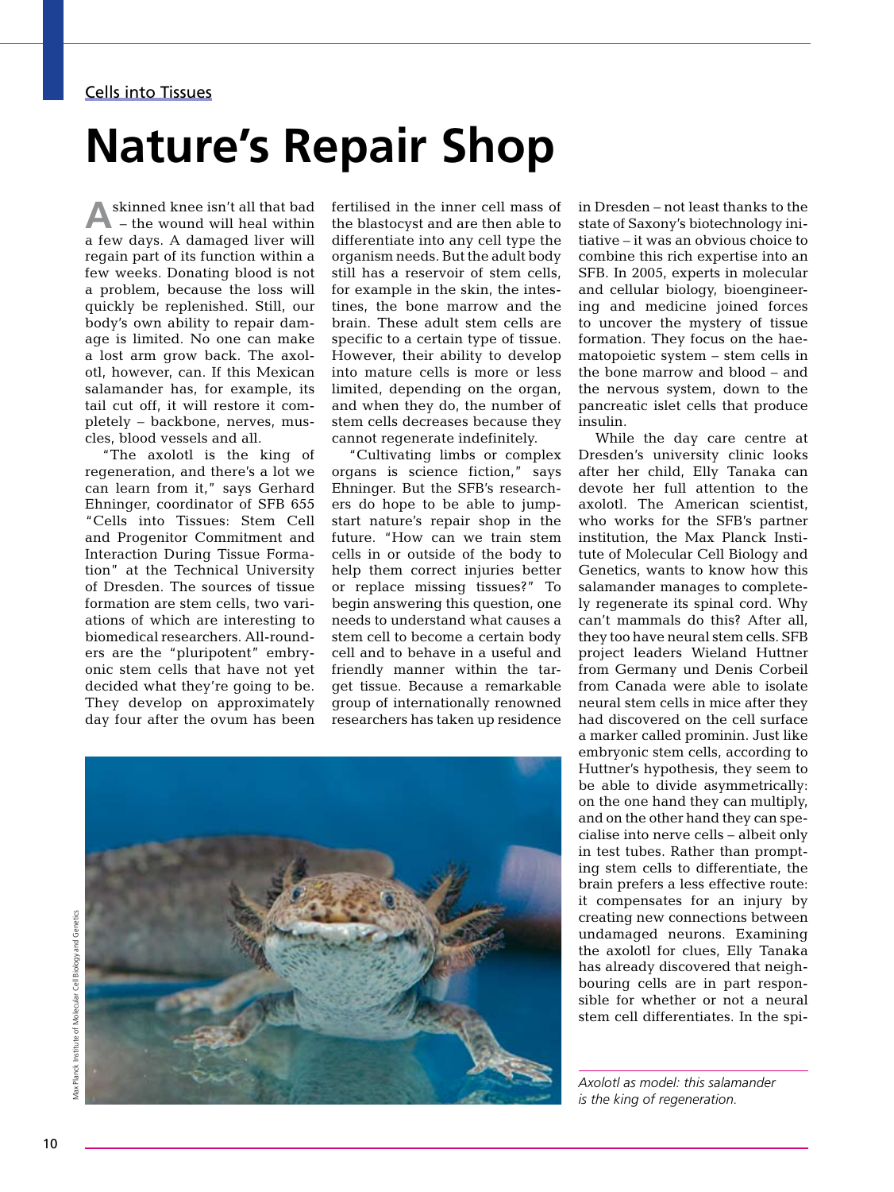Cells into Tissues

# Nature's Repair Shop

A skinned knee isn't all that bad – the wound will heal within a few days. A damaged liver will regain part of its function within a few weeks. Donating blood is not a problem, because the loss will quickly be replenished. Still, our body's own ability to repair damage is limited. No one can make a lost arm grow back. The axolotl, however, can. If this Mexican salamander has, for example, its tail cut off, it will restore it completely – backbone, nerves, muscles, blood vessels and all.

"The axolotl is the king of regeneration, and there's a lot we can learn from it," says Gerhard Ehninger, coordinator of SFB 655 "Cells into Tissues: Stem Cell and Progenitor Commitment and Interaction During Tissue Formation" at the Technical University of Dresden. The sources of tissue formation are stem cells, two variations of which are interesting to biomedical researchers. All-rounders are the "pluripotent" embryonic stem cells that have not yet decided what they're going to be. They develop on approximately day four after the ovum has been fertilised in the inner cell mass of the blastocyst and are then able to differentiate into any cell type the organism needs. But the adult body still has a reservoir of stem cells, for example in the skin, the intestines, the bone marrow and the brain. These adult stem cells are specific to a certain type of tissue. However, their ability to develop into mature cells is more or less limited, depending on the organ, and when they do, the number of stem cells decreases because they cannot regenerate indefinitely.

"Cultivating limbs or complex organs is science fiction," says Ehninger. But the SFB's researchers do hope to be able to jumpstart nature's repair shop in the future. "How can we train stem cells in or outside of the body to help them correct injuries better or replace missing tissues?" To begin answering this question, one needs to understand what causes a stem cell to become a certain body cell and to behave in a useful and friendly manner within the target tissue. Because a remarkable group of internationally renowned researchers has taken up residence in Dresden – not least thanks to the state of Saxony's biotechnology initiative – it was an obvious choice to combine this rich expertise into an SFB. In 2005, experts in molecular and cellular biology, bioengineering and medicine joined forces to uncover the mystery of tissue formation. They focus on the haematopoietic system – stem cells in the bone marrow and blood – and the nervous system, down to the pancreatic islet cells that produce insulin.

While the day care centre at Dresden's university clinic looks after her child, Elly Tanaka can devote her full attention to the axolotl. The American scientist, who works for the SFB's partner institution, the Max Planck Institute of Molecular Cell Biology and Genetics, wants to know how this salamander manages to completely regenerate its spinal cord. Why can't mammals do this? After all, they too have neural stem cells. SFB project leaders Wieland Huttner from Germany und Denis Corbeil from Canada were able to isolate neural stem cells in mice after they had discovered on the cell surface a marker called prominin. Just like embryonic stem cells, according to Huttner's hypothesis, they seem to be able to divide asymmetrically: on the one hand they can multiply, and on the other hand they can specialise into nerve cells – albeit only in test tubes. Rather than prompting stem cells to differentiate, the brain prefers a less effective route: it compensates for an injury by creating new connections between undamaged neurons. Examining the axolotl for clues, Elly Tanaka has already discovered that neighbouring cells are in part responsible for whether or not a neural stem cell differentiates. In the spi-

Max Planck Institute of Molecular Cell Biology and Genetics

*Axolotl as model: this salamander is the king of regeneration.*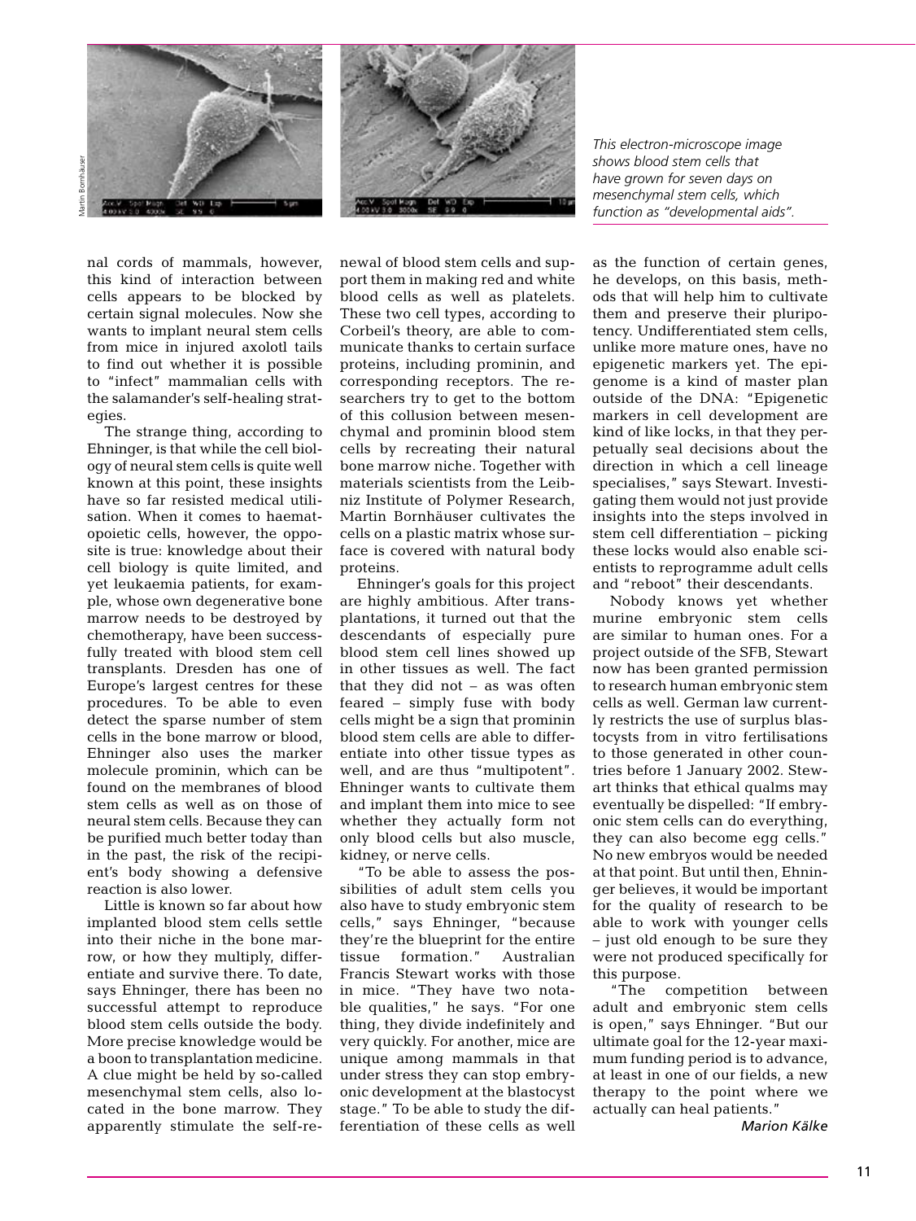*This electron-microscope image shows blood stem cells that have grown for seven days on mesenchymal stem cells, which function as "developmental aids".*

nal cords of mammals, however, this kind of interaction between cells appears to be blocked by certain signal molecules. Now she wants to implant neural stem cells from mice in injured axolotl tails to find out whether it is possible to "infect" mammalian cells with the salamander's self-healing strategies.

The strange thing, according to Ehninger, is that while the cell biology of neural stem cells is quite well known at this point, these insights have so far resisted medical utilisation. When it comes to haematopoietic cells, however, the opposite is true: knowledge about their cell biology is quite limited, and yet leukaemia patients, for example, whose own degenerative bone marrow needs to be destroyed by chemotherapy, have been successfully treated with blood stem cell transplants. Dresden has one of Europe's largest centres for these procedures. To be able to even detect the sparse number of stem cells in the bone marrow or blood, Ehninger also uses the marker molecule prominin, which can be found on the membranes of blood stem cells as well as on those of neural stem cells. Because they can be purified much better today than in the past, the risk of the recipient's body showing a defensive reaction is also lower.

Little is known so far about how implanted blood stem cells settle into their niche in the bone marrow, or how they multiply, differentiate and survive there. To date, says Ehninger, there has been no successful attempt to reproduce blood stem cells outside the body. More precise knowledge would be a boon to transplantation medicine. A clue might be held by so-called mesenchymal stem cells, also located in the bone marrow. They apparently stimulate the self-renewal of blood stem cells and support them in making red and white blood cells as well as platelets. These two cell types, according to Corbeil's theory, are able to communicate thanks to certain surface proteins, including prominin, and corresponding receptors. The researchers try to get to the bottom of this collusion between mesenchymal and prominin blood stem cells by recreating their natural bone marrow niche. Together with materials scientists from the Leibniz Institute of Polymer Research, Martin Bornhäuser cultivates the cells on a plastic matrix whose surface is covered with natural body proteins.

Ehninger's goals for this project are highly ambitious. After transplantations, it turned out that the descendants of especially pure blood stem cell lines showed up in other tissues as well. The fact that they did not – as was often feared – simply fuse with body cells might be a sign that prominin blood stem cells are able to differentiate into other tissue types as well, and are thus "multipotent". Ehninger wants to cultivate them and implant them into mice to see whether they actually form not only blood cells but also muscle, kidney, or nerve cells.

"To be able to assess the possibilities of adult stem cells you also have to study embryonic stem cells," says Ehninger, "because they're the blueprint for the entire tissue formation." Australian Francis Stewart works with those in mice. "They have two notable qualities," he says. "For one thing, they divide indefinitely and very quickly. For another, mice are unique among mammals in that under stress they can stop embryonic development at the blastocyst stage." To be able to study the differentiation of these cells as well as the function of certain genes, he develops, on this basis, methods that will help him to cultivate them and preserve their pluripotency. Undifferentiated stem cells, unlike more mature ones, have no epigenetic markers yet. The epigenome is a kind of master plan outside of the DNA: "Epigenetic markers in cell development are kind of like locks, in that they perpetually seal decisions about the direction in which a cell lineage specialises," says Stewart. Investigating them would not just provide insights into the steps involved in stem cell differentiation – picking these locks would also enable scientists to reprogramme adult cells and "reboot" their descendants.

Nobody knows yet whether murine embryonic stem cells are similar to human ones. For a project outside of the SFB, Stewart now has been granted permission to research human embryonic stem cells as well. German law currently restricts the use of surplus blastocysts from in vitro fertilisations to those generated in other countries before 1 January 2002. Stewart thinks that ethical qualms may eventually be dispelled: "If embryonic stem cells can do everything, they can also become egg cells." No new embryos would be needed at that point. But until then, Ehninger believes, it would be important for the quality of research to be able to work with younger cells – just old enough to be sure they were not produced specifically for this purpose.

"The competition between adult and embryonic stem cells is open," says Ehninger. "But our ultimate goal for the 12-year maximum funding period is to advance, at least in one of our fields, a new therapy to the point where we actually can heal patients."

*Marion Kälke*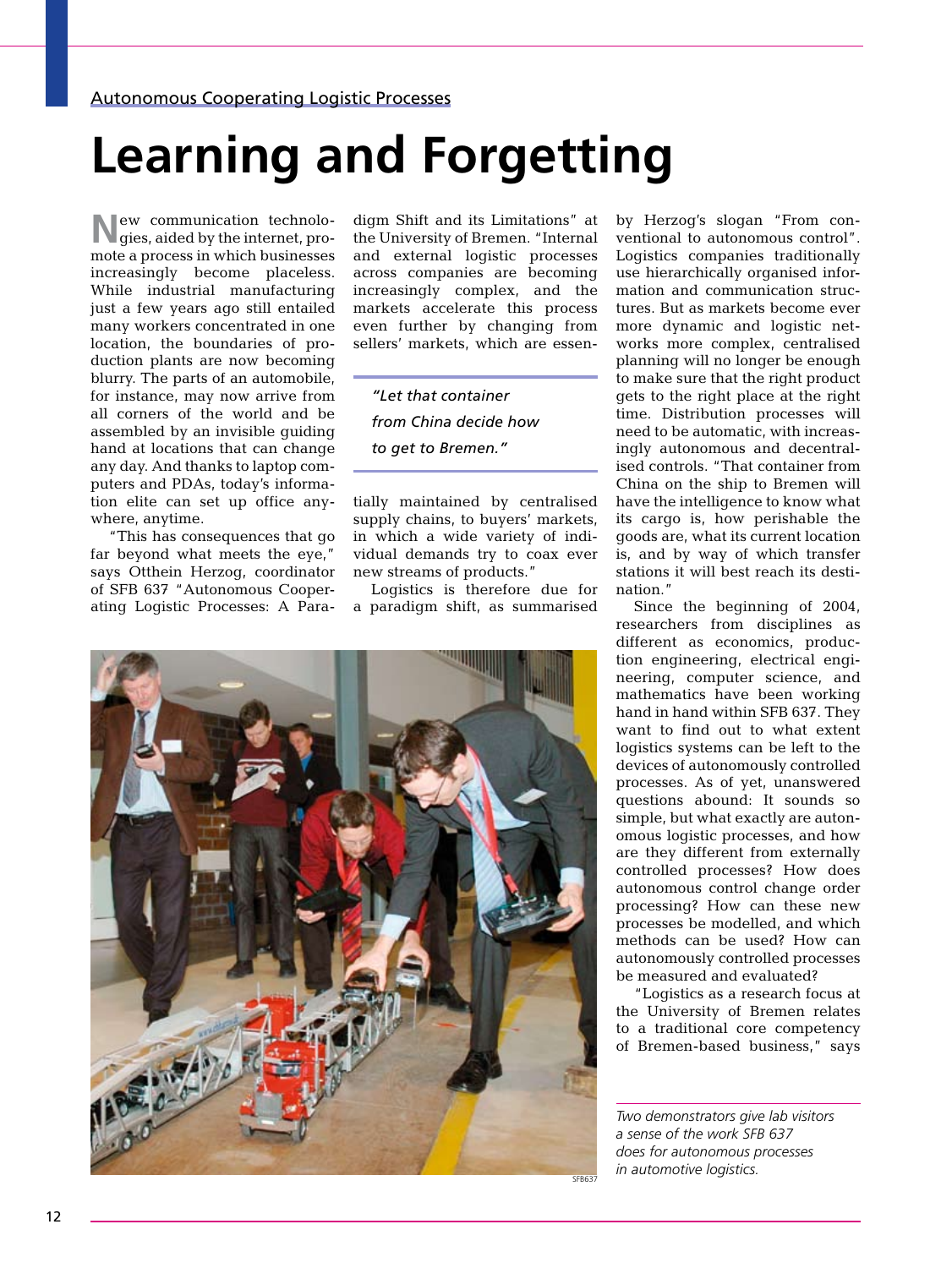Autonomous Cooperating Logistic Processes

# Learning and Forgetting

New communication technologies, aided by the internet, promote a process in which businesses increasingly become placeless. While industrial manufacturing just a few years ago still entailed many workers concentrated in one location, the boundaries of production plants are now becoming blurry. The parts of an automobile, for instance, may now arrive from all corners of the world and be assembled by an invisible guiding hand at locations that can change any day. And thanks to laptop computers and PDAs, today's information elite can set up office anywhere, anytime.

"This has consequences that go far beyond what meets the eye," says Otthein Herzog, coordinator of SFB 637 "Autonomous Cooperating Logistic Processes: A Paradigm Shift and its Limitations" at the University of Bremen. "Internal and external logistic processes across companies are becoming increasingly complex, and the markets accelerate this process even further by changing from sellers' markets, which are essentially maintained by centralised supply chains, to buyers' markets, in which a wide variety of individual demands try to coax ever new streams of products."

> *"Let that container from China decide how to get to Bremen."*

Logistics is therefore due for a paradigm shift, as summarised by Herzog's slogan "From conventional to autonomous control". Logistics companies traditionally use hierarchically organised information and communication structures. But as markets become ever more dynamic and logistic networks more complex, centralised planning will no longer be enough to make sure that the right product gets to the right place at the right time. Distribution processes will need to be automatic, with increasingly autonomous and decentralised controls. "That container from China on the ship to Bremen will have the intelligence to know what its cargo is, how perishable the goods are, what its current location is, and by way of which transfer stations it will best reach its destination."

Since the beginning of 2004, researchers from disciplines as different as economics, production engineering, electrical engineering, computer science, and mathematics have been working hand in hand within SFB 637. They want to find out to what extent logistics systems can be left to the devices of autonomously controlled processes. As of yet, unanswered questions abound: It sounds so simple, but what exactly are autonomous logistic processes, and how are they different from externally controlled processes? How does autonomous control change order processing? How can these new processes be modelled, and which methods can be used? How can autonomously controlled processes be measured and evaluated?

"Logistics as a research focus at the University of Bremen relates to a traditional core competency of Bremen-based business," says

*Two demonstrators give lab visitors a sense of the work SFB 637 does for autonomous processes in automotive logistics.*

SFB637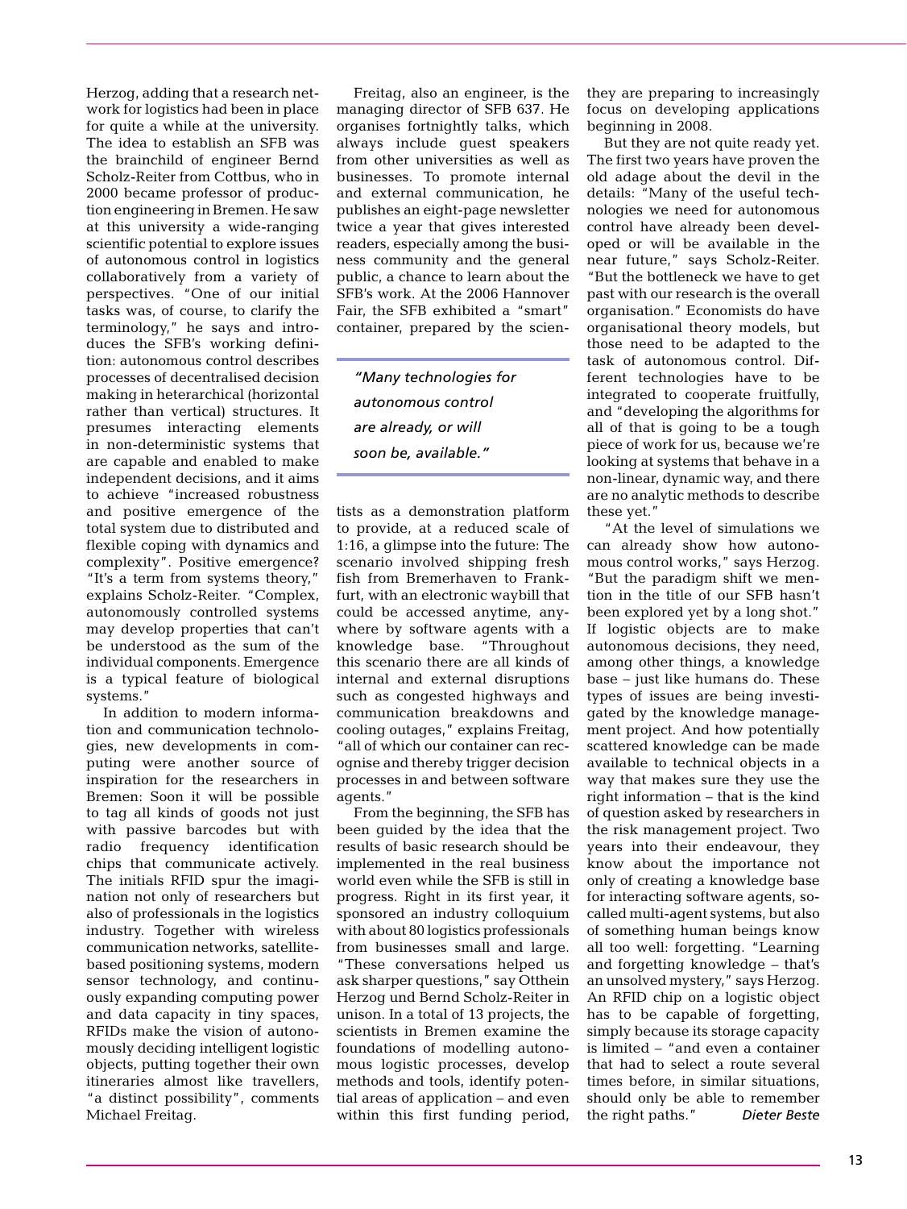Herzog, adding that a research network for logistics had been in place for quite a while at the university. The idea to establish an SFB was the brainchild of engineer Bernd Scholz-Reiter from Cottbus, who in 2000 became professor of production engineering in Bremen. He saw at this university a wide-ranging scientific potential to explore issues of autonomous control in logistics collaboratively from a variety of perspectives. "One of our initial tasks was, of course, to clarify the terminology," he says and introduces the SFB's working definition: autonomous control describes processes of decentralised decision making in heterarchical (horizontal rather than vertical) structures. It presumes interacting elements in non-deterministic systems that are capable and enabled to make independent decisions, and it aims to achieve "increased robustness and positive emergence of the total system due to distributed and flexible coping with dynamics and complexity". Positive emergence? "It's a term from systems theory," explains Scholz-Reiter. "Complex, autonomously controlled systems may develop properties that can't be understood as the sum of the individual components. Emergence is a typical feature of biological systems."

In addition to modern information and communication technologies, new developments in computing were another source of inspiration for the researchers in Bremen: Soon it will be possible to tag all kinds of goods not just with passive barcodes but with radio frequency identification chips that communicate actively. The initials RFID spur the imagination not only of researchers but also of professionals in the logistics industry. Together with wireless communication networks, satellite-based positioning systems, modern sensor technology, and continuously expanding computing power and data capacity in tiny spaces, RFIDs make the vision of autonomously deciding intelligent logistic objects, putting together their own itineraries almost like travellers, "a distinct possibility", comments Michael Freitag.

Freitag, also an engineer, is the managing director of SFB 637. He organises fortnightly talks, which always include guest speakers from other universities as well as businesses. To promote internal and external communication, he publishes an eight-page newsletter twice a year that gives interested readers, especially among the business community and the general public, a chance to learn about the SFB's work. At the 2006 Hannover Fair, the SFB exhibited a "smart" container, prepared by the scientists as a demonstration platform to provide, at a reduced scale of 1:16, a glimpse into the future: The scenario involved shipping fresh fish from Bremerhaven to Frankfurt, with an electronic waybill that could be accessed anytime, anywhere by software agents with a knowledge base. "Throughout this scenario there are all kinds of internal and external disruptions such as congested highways and communication breakdowns and cooling outages," explains Freitag, "all of which our container can recognise and thereby trigger decision processes in and between software agents."

> *"Many technologies for autonomous control are already, or will soon be, available."*

From the beginning, the SFB has been guided by the idea that the results of basic research should be implemented in the real business world even while the SFB is still in progress. Right in its first year, it sponsored an industry colloquium with about 80 logistics professionals from businesses small and large. "These conversations helped us ask sharper questions," say Otthein Herzog und Bernd Scholz-Reiter in unison. In a total of 13 projects, the scientists in Bremen examine the foundations of modelling autonomous logistic processes, develop methods and tools, identify potential areas of application – and even within this first funding period, they are preparing to increasingly focus on developing applications beginning in 2008.

But they are not quite ready yet. The first two years have proven the old adage about the devil in the details: "Many of the useful technologies we need for autonomous control have already been developed or will be available in the near future," says Scholz-Reiter. "But the bottleneck we have to get past with our research is the overall organisation." Economists do have organisational theory models, but those need to be adapted to the task of autonomous control. Different technologies have to be integrated to cooperate fruitfully, and "developing the algorithms for all of that is going to be a tough piece of work for us, because we're looking at systems that behave in a non-linear, dynamic way, and there are no analytic methods to describe these yet."

"At the level of simulations we can already show how autonomous control works," says Herzog. "But the paradigm shift we mention in the title of our SFB hasn't been explored yet by a long shot." If logistic objects are to make autonomous decisions, they need, among other things, a knowledge base – just like humans do. These types of issues are being investigated by the knowledge management project. And how potentially scattered knowledge can be made available to technical objects in a way that makes sure they use the right information – that is the kind of question asked by researchers in the risk management project. Two years into their endeavour, they know about the importance not only of creating a knowledge base for interacting software agents, so-called multi-agent systems, but also of something human beings know all too well: forgetting. "Learning and forgetting knowledge – that's an unsolved mystery," says Herzog. An RFID chip on a logistic object has to be capable of forgetting, simply because its storage capacity is limited – "and even a container that had to select a route several times before, in similar situations, should only be able to remember the right paths." *Dieter Beste*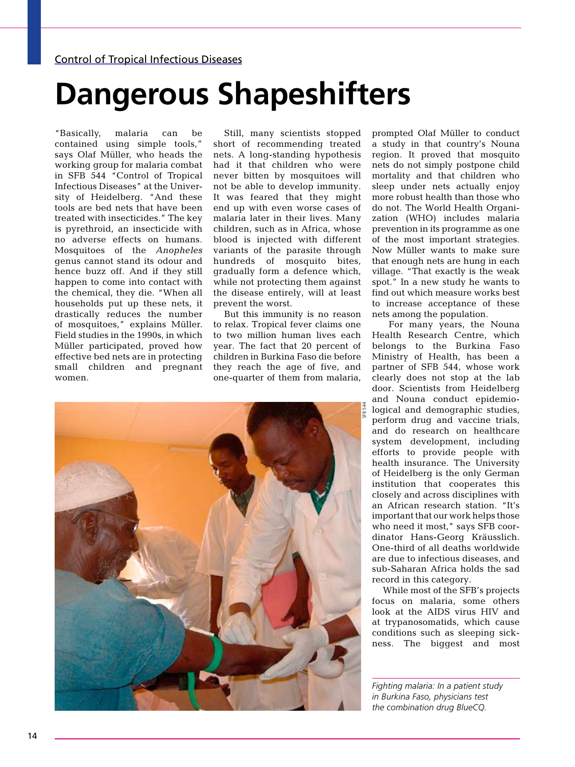Control of Tropical Infectious Diseases

# Dangerous Shapeshifters

"Basically, malaria can be contained using simple tools," says Olaf Müller, who heads the working group for malaria combat in SFB 544 "Control of Tropical Infectious Diseases" at the University of Heidelberg. "And these tools are bed nets that have been treated with insecticides." The key is pyrethroid, an insecticide with no adverse effects on humans. Mosquitoes of the *Anopheles* genus cannot stand its odour and hence buzz off. And if they still happen to come into contact with the chemical, they die. "When all households put up these nets, it drastically reduces the number of mosquitoes," explains Müller. Field studies in the 1990s, in which Müller participated, proved how effective bed nets are in protecting small children and pregnant women.

Still, many scientists stopped short of recommending treated nets. A long-standing hypothesis had it that children who were never bitten by mosquitoes will not be able to develop immunity. It was feared that they might end up with even worse cases of malaria later in their lives. Many children, such as in Africa, whose blood is injected with different variants of the parasite through hundreds of mosquito bites, gradually form a defence which, while not protecting them against the disease entirely, will at least prevent the worst.

But this immunity is no reason to relax. Tropical fever claims one to two million human lives each year. The fact that 20 percent of children in Burkina Faso die before they reach the age of five, and one-quarter of them from malaria, prompted Olaf Müller to conduct a study in that country's Nouna region. It proved that mosquito nets do not simply postpone child mortality and that children who sleep under nets actually enjoy more robust health than those who do not. The World Health Organization (WHO) includes malaria prevention in its programme as one of the most important strategies. Now Müller wants to make sure that enough nets are hung in each village. "That exactly is the weak spot." In a new study he wants to find out which measure works best to increase acceptance of these nets among the population.

For many years, the Nouna Health Research Centre, which belongs to the Burkina Faso Ministry of Health, has been a partner of SFB 544, whose work clearly does not stop at the lab door. Scientists from Heidelberg and Nouna conduct epidemiological and demographic studies, perform drug and vaccine trials, and do research on healthcare system development, including efforts to provide people with health insurance. The University of Heidelberg is the only German institution that cooperates this closely and across disciplines with an African research station. "It's important that our work helps those who need it most," says SFB coordinator Hans-Georg Kräusslich. One-third of all deaths worldwide are due to infectious diseases, and sub-Saharan Africa holds the sad record in this category.

While most of the SFB's projects focus on malaria, some others look at the AIDS virus HIV and at trypanosomatids, which cause conditions such as sleeping sickness. The biggest and most

SFB 544

*Fighting malaria: In a patient study in Burkina Faso, physicians test the combination drug BlueCQ.*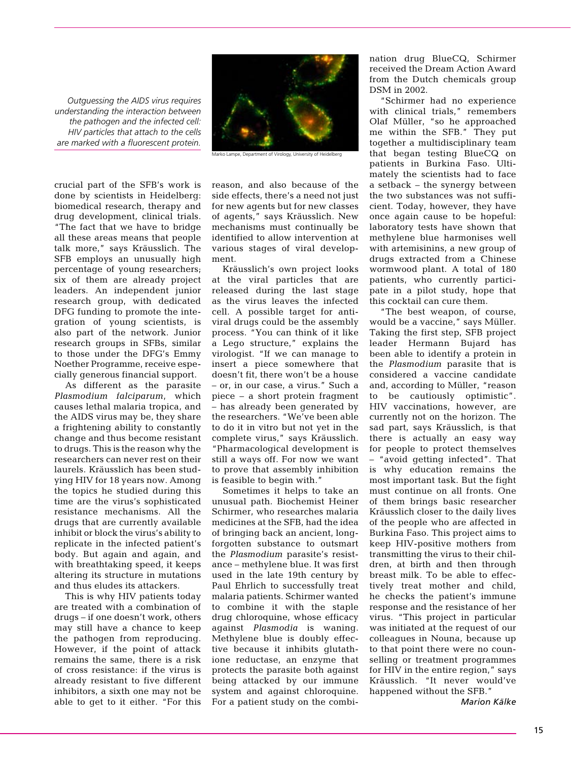*Outguessing the AIDS virus requires understanding the interaction between the pathogen and the infected cell: HIV particles that attach to the cells are marked with a fluorescent protein.*

Marko Lampe, Department of Virology, University of Heidelberg

crucial part of the SFB's work is done by scientists in Heidelberg: biomedical research, therapy and drug development, clinical trials. "The fact that we have to bridge all these areas means that people talk more," says Kräusslich. The SFB employs an unusually high percentage of young researchers; six of them are already project leaders. An independent junior research group, with dedicated DFG funding to promote the integration of young scientists, is also part of the network. Junior research groups in SFBs, similar to those under the DFG's Emmy Noether Programme, receive especially generous financial support.

As different as the parasite *Plasmodium falciparum*, which causes lethal malaria tropica, and the AIDS virus may be, they share a frightening ability to constantly change and thus become resistant to drugs. This is the reason why the researchers can never rest on their laurels. Kräusslich has been studying HIV for 18 years now. Among the topics he studied during this time are the virus's sophisticated resistance mechanisms. All the drugs that are currently available inhibit or block the virus's ability to replicate in the infected patient's body. But again and again, and with breathtaking speed, it keeps altering its structure in mutations and thus eludes its attackers.

This is why HIV patients today are treated with a combination of drugs – if one doesn't work, others may still have a chance to keep the pathogen from reproducing. However, if the point of attack remains the same, there is a risk of cross resistance: if the virus is already resistant to five different inhibitors, a sixth one may not be able to get to it either. "For this reason, and also because of the side effects, there's a need not just for new agents but for new classes of agents," says Kräusslich. New mechanisms must continually be identified to allow intervention at various stages of viral development.

Kräusslich's own project looks at the viral particles that are released during the last stage as the virus leaves the infected cell. A possible target for antiviral drugs could be the assembly process. "You can think of it like a Lego structure," explains the virologist. "If we can manage to insert a piece somewhere that doesn't fit, there won't be a house – or, in our case, a virus." Such a piece – a short protein fragment – has already been generated by the researchers. "We've been able to do it in vitro but not yet in the complete virus," says Kräusslich. "Pharmacological development is still a ways off. For now we want to prove that assembly inhibition is feasible to begin with."

Sometimes it helps to take an unusual path. Biochemist Heiner Schirmer, who researches malaria medicines at the SFB, had the idea of bringing back an ancient, long-forgotten substance to outsmart the *Plasmodium* parasite's resistance – methylene blue. It was first used in the late 19th century by Paul Ehrlich to successfully treat malaria patients. Schirmer wanted to combine it with the staple drug chloroquine, whose efficacy against *Plasmodia* is waning. Methylene blue is doubly effective because it inhibits glutathione reductase, an enzyme that protects the parasite both against being attacked by our immune system and against chloroquine. For a patient study on the combination drug BlueCQ, Schirmer received the Dream Action Award from the Dutch chemicals group DSM in 2002.

"Schirmer had no experience with clinical trials," remembers Olaf Müller, "so he approached me within the SFB." They put together a multidisciplinary team that began testing BlueCQ on patients in Burkina Faso. Ultimately the scientists had to face a setback – the synergy between the two substances was not sufficient. Today, however, they have once again cause to be hopeful: laboratory tests have shown that methylene blue harmonises well with artemisinins, a new group of drugs extracted from a Chinese wormwood plant. A total of 180 patients, who currently participate in a pilot study, hope that this cocktail can cure them.

"The best weapon, of course, would be a vaccine," says Müller. Taking the first step, SFB project leader Hermann Bujard has been able to identify a protein in the *Plasmodium* parasite that is considered a vaccine candidate and, according to Müller, "reason to be cautiously optimistic". HIV vaccinations, however, are currently not on the horizon. The sad part, says Kräusslich, is that there is actually an easy way for people to protect themselves – "avoid getting infected". That is why education remains the most important task. But the fight must continue on all fronts. One of them brings basic researcher Kräusslich closer to the daily lives of the people who are affected in Burkina Faso. This project aims to keep HIV-positive mothers from transmitting the virus to their children, at birth and then through breast milk. To be able to effectively treat mother and child, he checks the patient's immune response and the resistance of her virus. "This project in particular was initiated at the request of our colleagues in Nouna, because up to that point there were no counselling or treatment programmes for HIV in the entire region," says Kräusslich. "It never would've happened without the SFB."

*Marion Kälke*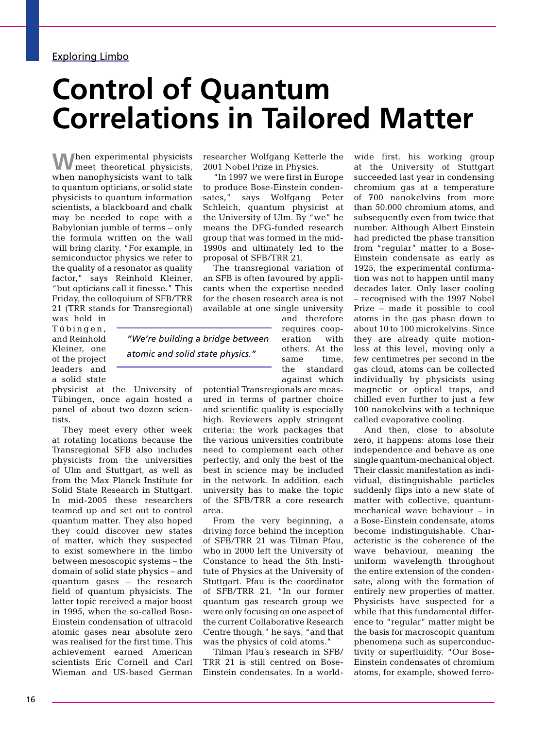Exploring Limbo

# Control of Quantum Correlations in Tailored Matter

When experimental physicists meet theoretical physicists, when nanophysicists want to talk to quantum opticians, or solid state physicists to quantum information scientists, a blackboard and chalk may be needed to cope with a Babylonian jumble of terms – only the formula written on the wall will bring clarity. "For example, in semiconductor physics we refer to the quality of a resonator as quality factor," says Reinhold Kleiner, "but opticians call it finesse." This Friday, the colloquium of SFB/TRR 21 (TRR stands for Transregional) was held in Tübingen, and Reinhold Kleiner, one of the project leaders and a solid state physicist at the University of Tübingen, once again hosted a panel of about two dozen scientists.

They meet every other week at rotating locations because the Transregional SFB also includes physicists from the universities of Ulm and Stuttgart, as well as from the Max Planck Institute for Solid State Research in Stuttgart. In mid-2005 these researchers teamed up and set out to control quantum matter. They also hoped they could discover new states of matter, which they suspected to exist somewhere in the limbo between mesoscopic systems – the domain of solid state physics – and quantum gases – the research field of quantum physicists. The latter topic received a major boost in 1995, when the so-called Bose-Einstein condensation of ultracold atomic gases near absolute zero was realised for the first time. This achievement earned American scientists Eric Cornell and Carl Wieman and US-based German researcher Wolfgang Ketterle the 2001 Nobel Prize in Physics.

"In 1997 we were first in Europe to produce Bose-Einstein condensates," says Wolfgang Peter Schleich, quantum physicist at the University of Ulm. By "we" he means the DFG-funded research group that was formed in the mid-1990s and ultimately led to the proposal of SFB/TRR 21.

The transregional variation of an SFB is often favoured by applicants when the expertise needed for the chosen research area is not available at one single university and therefore requires cooperation with others. At the same time, the standard against which potential Transregionals are measured in terms of partner choice and scientific quality is especially high. Reviewers apply stringent criteria: the work packages that the various universities contribute need to complement each other perfectly, and only the best of the best in science may be included in the network. In addition, each university has to make the topic of the SFB/TRR a core research area.

*"We're building a bridge between atomic and solid state physics."*

From the very beginning, a driving force behind the inception of SFB/TRR 21 was Tilman Pfau, who in 2000 left the University of Constance to head the 5th Institute of Physics at the University of Stuttgart. Pfau is the coordinator of SFB/TRR 21. "In our former quantum gas research group we were only focusing on one aspect of the current Collaborative Research Centre though," he says, "and that was the physics of cold atoms."

Tilman Pfau's research in SFB/TRR 21 is still centred on Bose-Einstein condensates. In a world-wide first, his working group at the University of Stuttgart succeeded last year in condensing chromium gas at a temperature of 700 nanokelvins from more than 50,000 chromium atoms, and subsequently even from twice that number. Although Albert Einstein had predicted the phase transition from "regular" matter to a Bose-Einstein condensate as early as 1925, the experimental confirmation was not to happen until many decades later. Only laser cooling – recognised with the 1997 Nobel Prize – made it possible to cool atoms in the gas phase down to about 10 to 100 microkelvins. Since they are already quite motionless at this level, moving only a few centimetres per second in the gas cloud, atoms can be collected individually by physicists using magnetic or optical traps, and chilled even further to just a few 100 nanokelvins with a technique called evaporative cooling.

And then, close to absolute zero, it happens: atoms lose their independence and behave as one single quantum-mechanical object. Their classic manifestation as individual, distinguishable particles suddenly flips into a new state of matter with collective, quantum-mechanical wave behaviour – in a Bose-Einstein condensate, atoms become indistinguishable. Characteristic is the coherence of the wave behaviour, meaning the uniform wavelength throughout the entire extension of the condensate, along with the formation of entirely new properties of matter. Physicists have suspected for a while that this fundamental difference to "regular" matter might be the basis for macroscopic quantum phenomena such as superconductivity or superfluidity. "Our Bose-Einstein condensates of chromium atoms, for example, showed ferro-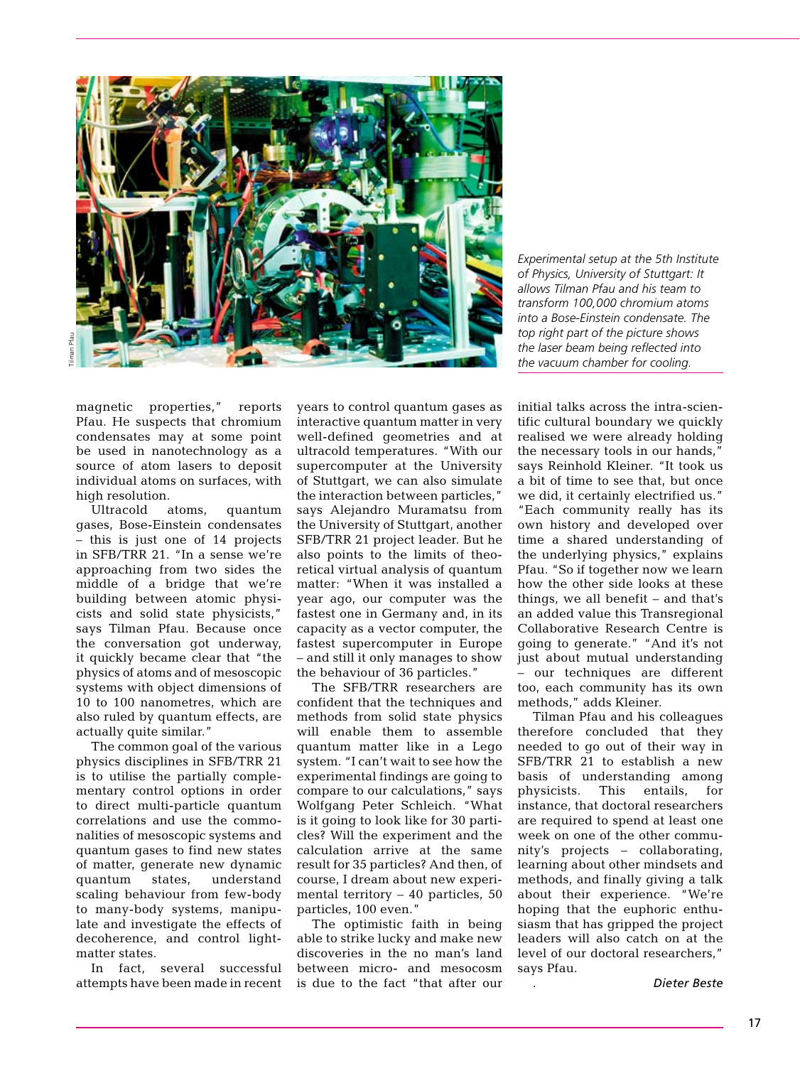*Experimental setup at the 5th Institute of Physics, University of Stuttgart: It allows Tilman Pfau and his team to transform 100,000 chromium atoms into a Bose-Einstein condensate. The top right part of the picture shows the laser beam being reflected into the vacuum chamber for cooling.*

magnetic properties," reports Pfau. He suspects that chromium condensates may at some point be used in nanotechnology as a source of atom lasers to deposit individual atoms on surfaces, with high resolution.

Ultracold atoms, quantum gases, Bose-Einstein condensates – this is just one of 14 projects in SFB/TRR 21. "In a sense we're approaching from two sides the middle of a bridge that we're building between atomic physicists and solid state physicists," says Tilman Pfau. Because once the conversation got underway, it quickly became clear that "the physics of atoms and of mesoscopic systems with object dimensions of 10 to 100 nanometres, which are also ruled by quantum effects, are actually quite similar."

The common goal of the various physics disciplines in SFB/TRR 21 is to utilise the partially complementary control options in order to direct multi-particle quantum correlations and use the commonalities of mesoscopic systems and quantum gases to find new states of matter, generate new dynamic quantum states, understand scaling behaviour from few-body to many-body systems, manipulate and investigate the effects of decoherence, and control light-matter states.

In fact, several successful attempts have been made in recent years to control quantum gases as interactive quantum matter in very well-defined geometries and at ultracold temperatures. "With our supercomputer at the University of Stuttgart, we can also simulate the interaction between particles," says Alejandro Muramatsu from the University of Stuttgart, another SFB/TRR 21 project leader. But he also points to the limits of theoretical virtual analysis of quantum matter: "When it was installed a year ago, our computer was the fastest one in Germany and, in its capacity as a vector computer, the fastest supercomputer in Europe – and still it only manages to show the behaviour of 36 particles."

The SFB/TRR researchers are confident that the techniques and methods from solid state physics will enable them to assemble quantum matter like in a Lego system. "I can't wait to see how the experimental findings are going to compare to our calculations," says Wolfgang Peter Schleich. "What is it going to look like for 30 particles? Will the experiment and the calculation arrive at the same result for 35 particles? And then, of course, I dream about new experimental territory – 40 particles, 50 particles, 100 even."

The optimistic faith in being able to strike lucky and make new discoveries in the no man's land between micro- and mesocosm is due to the fact "that after our initial talks across the intra-scientific cultural boundary we quickly realised we were already holding the necessary tools in our hands," says Reinhold Kleiner. "It took us a bit of time to see that, but once we did, it certainly electrified us." "Each community really has its own history and developed over time a shared understanding of the underlying physics," explains Pfau. "So if together now we learn how the other side looks at these things, we all benefit – and that's an added value this Transregional Collaborative Research Centre is going to generate." "And it's not just about mutual understanding – our techniques are different too, each community has its own methods," adds Kleiner.

Tilman Pfau and his colleagues therefore concluded that they needed to go out of their way in SFB/TRR 21 to establish a new basis of understanding among physicists. This entails, for instance, that doctoral researchers are required to spend at least one week on one of the other community's projects – collaborating, learning about other mindsets and methods, and finally giving a talk about their experience. "We're hoping that the euphoric enthusiasm that has gripped the project leaders will also catch on at the level of our doctoral researchers," says Pfau.

*Dieter Beste*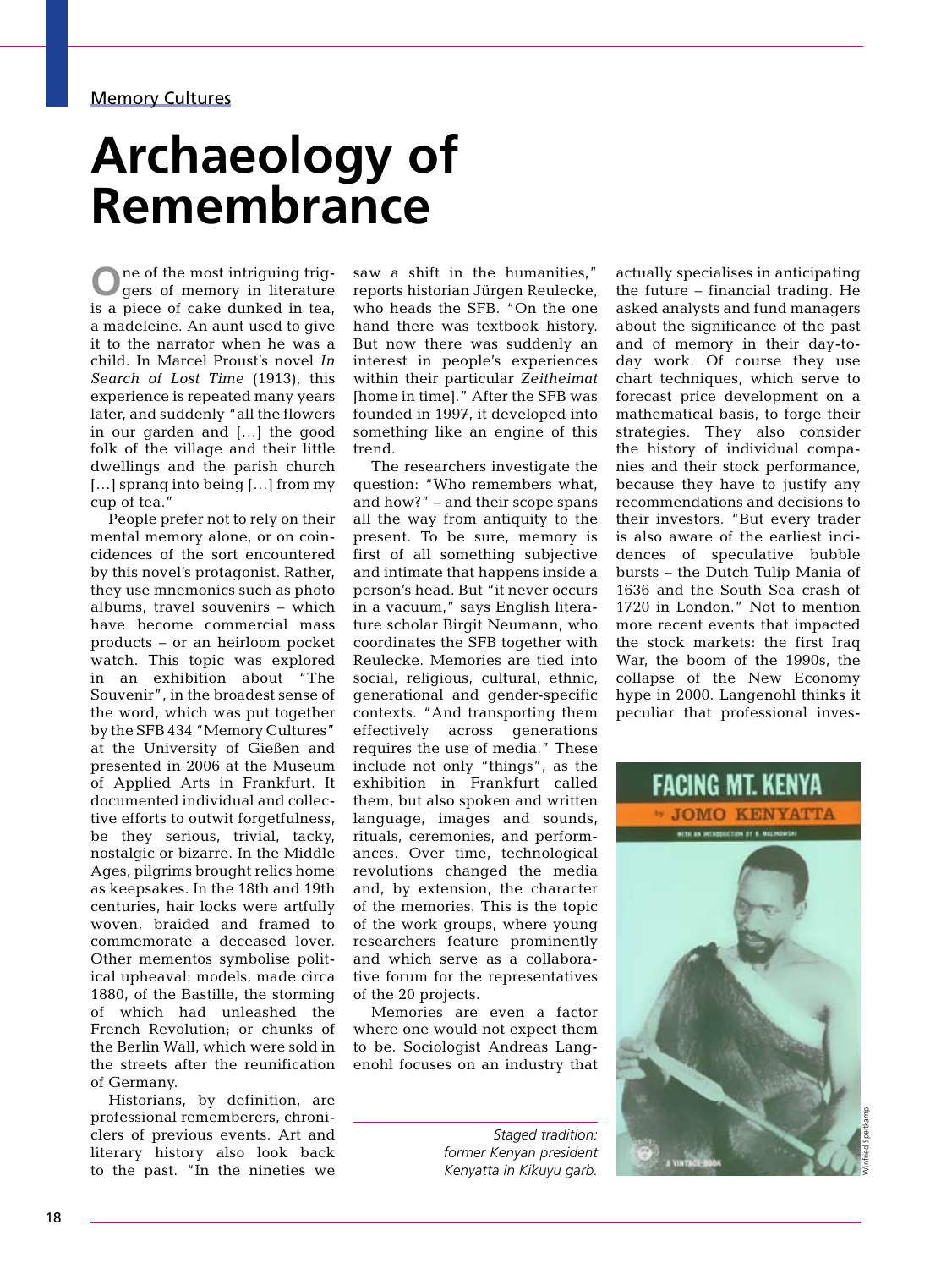Memory Cultures

# Archaeology of Remembrance

One of the most intriguing triggers of memory in literature is a piece of cake dunked in tea, a madeleine. An aunt used to give it to the narrator when he was a child. In Marcel Proust's novel *In Search of Lost Time* (1913), this experience is repeated many years later, and suddenly "all the flowers in our garden and […] the good folk of the village and their little dwellings and the parish church […] sprang into being […] from my cup of tea."

People prefer not to rely on their mental memory alone, or on coincidences of the sort encountered by this novel's protagonist. Rather, they use mnemonics such as photo albums, travel souvenirs – which have become commercial mass products – or an heirloom pocket watch. This topic was explored in an exhibition about "The Souvenir", in the broadest sense of the word, which was put together by the SFB 434 "Memory Cultures" at the University of Gießen and presented in 2006 at the Museum of Applied Arts in Frankfurt. It documented individual and collective efforts to outwit forgetfulness, be they serious, trivial, tacky, nostalgic or bizarre. In the Middle Ages, pilgrims brought relics home as keepsakes. In the 18th and 19th centuries, hair locks were artfully woven, braided and framed to commemorate a deceased lover. Other mementos symbolise political upheaval: models, made circa 1880, of the Bastille, the storming of which had unleashed the French Revolution; or chunks of the Berlin Wall, which were sold in the streets after the reunification of Germany.

Historians, by definition, are professional rememberers, chroniclers of previous events. Art and literary history also look back to the past. "In the nineties we saw a shift in the humanities," reports historian Jürgen Reulecke, who heads the SFB. "On the one hand there was textbook history. But now there was suddenly an interest in people's experiences within their particular *Zeitheimat* [home in time]." After the SFB was founded in 1997, it developed into something like an engine of this trend.

The researchers investigate the question: "Who remembers what, and how?" – and their scope spans all the way from antiquity to the present. To be sure, memory is first of all something subjective and intimate that happens inside a person's head. But "it never occurs in a vacuum," says English literature scholar Birgit Neumann, who coordinates the SFB together with Reulecke. Memories are tied into social, religious, cultural, ethnic, generational and gender-specific contexts. "And transporting them effectively across generations requires the use of media." These include not only "things", as the exhibition in Frankfurt called them, but also spoken and written language, images and sounds, rituals, ceremonies, and performances. Over time, technological revolutions changed the media and, by extension, the character of the memories. This is the topic of the work groups, where young researchers feature prominently and which serve as a collaborative forum for the representatives of the 20 projects.

Memories are even a factor where one would not expect them to be. Sociologist Andreas Langenohl focuses on an industry that actually specialises in anticipating the future – financial trading. He asked analysts and fund managers about the significance of the past and of memory in their day-to-day work. Of course they use chart techniques, which serve to forecast price development on a mathematical basis, to forge their strategies. They also consider the history of individual companies and their stock performance, because they have to justify any recommendations and decisions to their investors. "But every trader is also aware of the earliest incidences of speculative bubble bursts – the Dutch Tulip Mania of 1636 and the South Sea crash of 1720 in London." Not to mention more recent events that impacted the stock markets: the first Iraq War, the boom of the 1990s, the collapse of the New Economy hype in 2000. Langenohl thinks it peculiar that professional inves-

*Staged tradition: former Kenyan president Kenyatta in Kikuyu garb.*

Winfried Speitkamp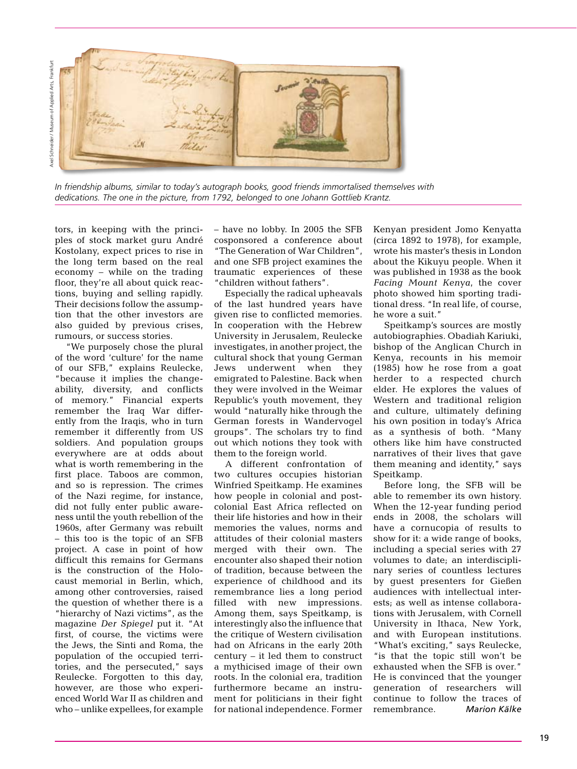*In friendship albums, similar to today's autograph books, good friends immortalised themselves with dedications. The one in the picture, from 1792, belonged to one Johann Gottlieb Krantz.*

tors, in keeping with the principles of stock market guru André Kostolany, expect prices to rise in the long term based on the real economy – while on the trading floor, they're all about quick reactions, buying and selling rapidly. Their decisions follow the assumption that the other investors are also guided by previous crises, rumours, or success stories.

"We purposely chose the plural of the word 'culture' for the name of our SFB," explains Reulecke, "because it implies the changeability, diversity, and conflicts of memory." Financial experts remember the Iraq War differently from the Iraqis, who in turn remember it differently from US soldiers. And population groups everywhere are at odds about what is worth remembering in the first place. Taboos are common, and so is repression. The crimes of the Nazi regime, for instance, did not fully enter public awareness until the youth rebellion of the 1960s, after Germany was rebuilt – this too is the topic of an SFB project. A case in point of how difficult this remains for Germans is the construction of the Holocaust memorial in Berlin, which, among other controversies, raised the question of whether there is a "hierarchy of Nazi victims", as the magazine *Der Spiegel* put it. "At first, of course, the victims were the Jews, the Sinti and Roma, the population of the occupied territories, and the persecuted," says Reulecke. Forgotten to this day, however, are those who experienced World War II as children and who – unlike expellees, for example – have no lobby. In 2005 the SFB cosponsored a conference about "The Generation of War Children", and one SFB project examines the traumatic experiences of these "children without fathers".

Especially the radical upheavals of the last hundred years have given rise to conflicted memories. In cooperation with the Hebrew University in Jerusalem, Reulecke investigates, in another project, the cultural shock that young German Jews underwent when they emigrated to Palestine. Back when they were involved in the Weimar Republic's youth movement, they would "naturally hike through the German forests in Wandervogel groups". The scholars try to find out which notions they took with them to the foreign world.

A different confrontation of two cultures occupies historian Winfried Speitkamp. He examines how people in colonial and post-colonial East Africa reflected on their life histories and how in their memories the values, norms and attitudes of their colonial masters merged with their own. The encounter also shaped their notion of tradition, because between the experience of childhood and its remembrance lies a long period filled with new impressions. Among them, says Speitkamp, is interestingly also the influence that the critique of Western civilisation had on Africans in the early 20th century – it led them to construct a mythicised image of their own roots. In the colonial era, tradition furthermore became an instrument for politicians in their fight for national independence. Former Kenyan president Jomo Kenyatta (circa 1892 to 1978), for example, wrote his master's thesis in London about the Kikuyu people. When it was published in 1938 as the book *Facing Mount Kenya*, the cover photo showed him sporting traditional dress. "In real life, of course, he wore a suit."

Speitkamp's sources are mostly autobiographies. Obadiah Kariuki, bishop of the Anglican Church in Kenya, recounts in his memoir (1985) how he rose from a goat herder to a respected church elder. He explores the values of Western and traditional religion and culture, ultimately defining his own position in today's Africa as a synthesis of both. "Many others like him have constructed narratives of their lives that gave them meaning and identity," says Speitkamp.

Before long, the SFB will be able to remember its own history. When the 12-year funding period ends in 2008, the scholars will have a cornucopia of results to show for it: a wide range of books, including a special series with 27 volumes to date; an interdisciplinary series of countless lectures by guest presenters for Gießen audiences with intellectual interests; as well as intense collaborations with Jerusalem, with Cornell University in Ithaca, New York, and with European institutions. "What's exciting," says Reulecke, "is that the topic still won't be exhausted when the SFB is over." He is convinced that the younger generation of researchers will continue to follow the traces of remembrance. *Marion Kälke*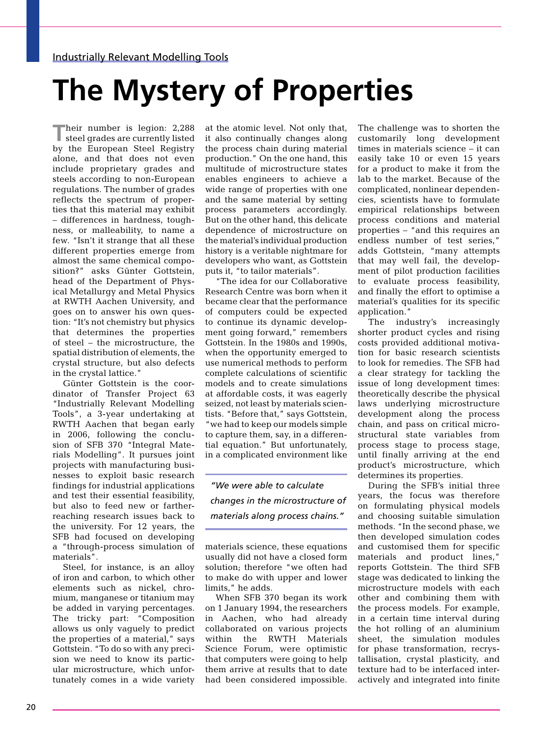Industrially Relevant Modelling Tools

# The Mystery of Properties

Their number is legion: 2,288 steel grades are currently listed by the European Steel Registry alone, and that does not even include proprietary grades and steels according to non-European regulations. The number of grades reflects the spectrum of properties that this material may exhibit – differences in hardness, toughness, or malleability, to name a few. "Isn't it strange that all these different properties emerge from almost the same chemical composition?" asks Günter Gottstein, head of the Department of Physical Metallurgy and Metal Physics at RWTH Aachen University, and goes on to answer his own question: "It's not chemistry but physics that determines the properties of steel – the microstructure, the spatial distribution of elements, the crystal structure, but also defects in the crystal lattice."

Günter Gottstein is the coordinator of Transfer Project 63 "Industrially Relevant Modelling Tools", a 3-year undertaking at RWTH Aachen that began early in 2006, following the conclusion of SFB 370 "Integral Materials Modelling". It pursues joint projects with manufacturing businesses to exploit basic research findings for industrial applications and test their essential feasibility, but also to feed new or farther-reaching research issues back to the university. For 12 years, the SFB had focused on developing a "through-process simulation of materials".

Steel, for instance, is an alloy of iron and carbon, to which other elements such as nickel, chromium, manganese or titanium may be added in varying percentages. The tricky part: "Composition allows us only vaguely to predict the properties of a material," says Gottstein. "To do so with any precision we need to know its particular microstructure, which unfortunately comes in a wide variety at the atomic level. Not only that, it also continually changes along the process chain during material production." On the one hand, this multitude of microstructure states enables engineers to achieve a wide range of properties with one and the same material by setting process parameters accordingly. But on the other hand, this delicate dependence of microstructure on the material's individual production history is a veritable nightmare for developers who want, as Gottstein puts it, "to tailor materials".

"The idea for our Collaborative Research Centre was born when it became clear that the performance of computers could be expected to continue its dynamic development going forward," remembers Gottstein. In the 1980s and 1990s, when the opportunity emerged to use numerical methods to perform complete calculations of scientific models and to create simulations at affordable costs, it was eagerly seized, not least by materials scientists. "Before that," says Gottstein, "we had to keep our models simple to capture them, say, in a differential equation." But unfortunately, in a complicated environment like materials science, these equations usually did not have a closed form solution; therefore "we often had to make do with upper and lower limits," he adds.

> *"We were able to calculate changes in the microstructure of materials along process chains."*

When SFB 370 began its work on 1 January 1994, the researchers in Aachen, who had already collaborated on various projects within the RWTH Materials Science Forum, were optimistic that computers were going to help them arrive at results that to date had been considered impossible. The challenge was to shorten the customarily long development times in materials science – it can easily take 10 or even 15 years for a product to make it from the lab to the market. Because of the complicated, nonlinear dependencies, scientists have to formulate empirical relationships between process conditions and material properties – "and this requires an endless number of test series," adds Gottstein, "many attempts that may well fail, the development of pilot production facilities to evaluate process feasibility, and finally the effort to optimise a material's qualities for its specific application."

The industry's increasingly shorter product cycles and rising costs provided additional motivation for basic research scientists to look for remedies. The SFB had a clear strategy for tackling the issue of long development times: theoretically describe the physical laws underlying microstructure development along the process chain, and pass on critical microstructural state variables from process stage to process stage, until finally arriving at the end product's microstructure, which determines its properties.

During the SFB's initial three years, the focus was therefore on formulating physical models and choosing suitable simulation methods. "In the second phase, we then developed simulation codes and customised them for specific materials and product lines," reports Gottstein. The third SFB stage was dedicated to linking the microstructure models with each other and combining them with the process models. For example, in a certain time interval during the hot rolling of an aluminium sheet, the simulation modules for phase transformation, recrystallisation, crystal plasticity, and texture had to be interfaced interactively and integrated into finite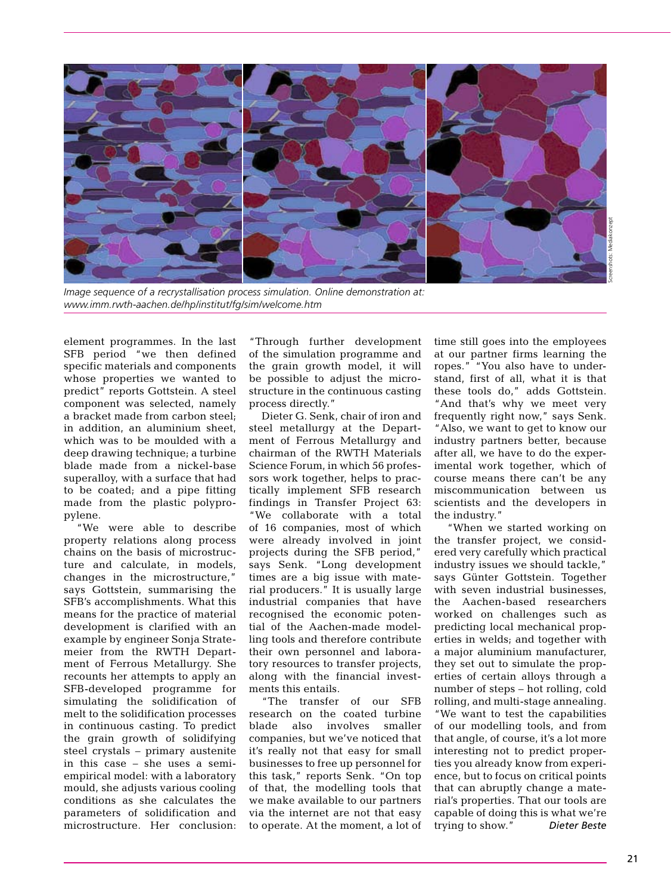Image sequence of a recrystallisation process simulation. Online demonstration at: www.imm.rwth-aachen.de/hp/institut/fg/sim/welcome.htm

element programmes. In the last SFB period "we then defined specific materials and components whose properties we wanted to predict" reports Gottstein. A steel component was selected, namely a bracket made from carbon steel; in addition, an aluminium sheet, which was to be moulded with a deep drawing technique; a turbine blade made from a nickel-base superalloy, with a surface that had to be coated; and a pipe fitting made from the plastic polypropylene.

"We were able to describe property relations along process chains on the basis of microstructure and calculate, in models, changes in the microstructure," says Gottstein, summarising the SFB's accomplishments. What this means for the practice of material development is clarified with an example by engineer Sonja Stratemeier from the RWTH Department of Ferrous Metallurgy. She recounts her attempts to apply an SFB-developed programme for simulating the solidification of melt to the solidification processes in continuous casting. To predict the grain growth of solidifying steel crystals – primary austenite in this case – she uses a semi-empirical model: with a laboratory mould, she adjusts various cooling conditions as she calculates the parameters of solidification and microstructure. Her conclusion: "Through further development of the simulation programme and the grain growth model, it will be possible to adjust the microstructure in the continuous casting process directly."

Dieter G. Senk, chair of iron and steel metallurgy at the Department of Ferrous Metallurgy and chairman of the RWTH Materials Science Forum, in which 56 professors work together, helps to practically implement SFB research findings in Transfer Project 63: "We collaborate with a total of 16 companies, most of which were already involved in joint projects during the SFB period," says Senk. "Long development times are a big issue with material producers." It is usually large industrial companies that have recognised the economic potential of the Aachen-made modelling tools and therefore contribute their own personnel and laboratory resources to transfer projects, along with the financial investments this entails.

"The transfer of our SFB research on the coated turbine blade also involves smaller companies, but we've noticed that it's really not that easy for small businesses to free up personnel for this task," reports Senk. "On top of that, the modelling tools that we make available to our partners via the internet are not that easy to operate. At the moment, a lot of time still goes into the employees at our partner firms learning the ropes." "You also have to understand, first of all, what it is that these tools do," adds Gottstein. "And that's why we meet very frequently right now," says Senk. "Also, we want to get to know our industry partners better, because after all, we have to do the experimental work together, which of course means there can't be any miscommunication between us scientists and the developers in the industry."

"When we started working on the transfer project, we considered very carefully which practical industry issues we should tackle," says Günter Gottstein. Together with seven industrial businesses, the Aachen-based researchers worked on challenges such as predicting local mechanical properties in welds; and together with a major aluminium manufacturer, they set out to simulate the properties of certain alloys through a number of steps – hot rolling, cold rolling, and multi-stage annealing. "We want to test the capabilities of our modelling tools, and from that angle, of course, it's a lot more interesting not to predict properties you already know from experience, but to focus on critical points that can abruptly change a material's properties. That our tools are capable of doing this is what we're trying to show."

*Dieter Beste*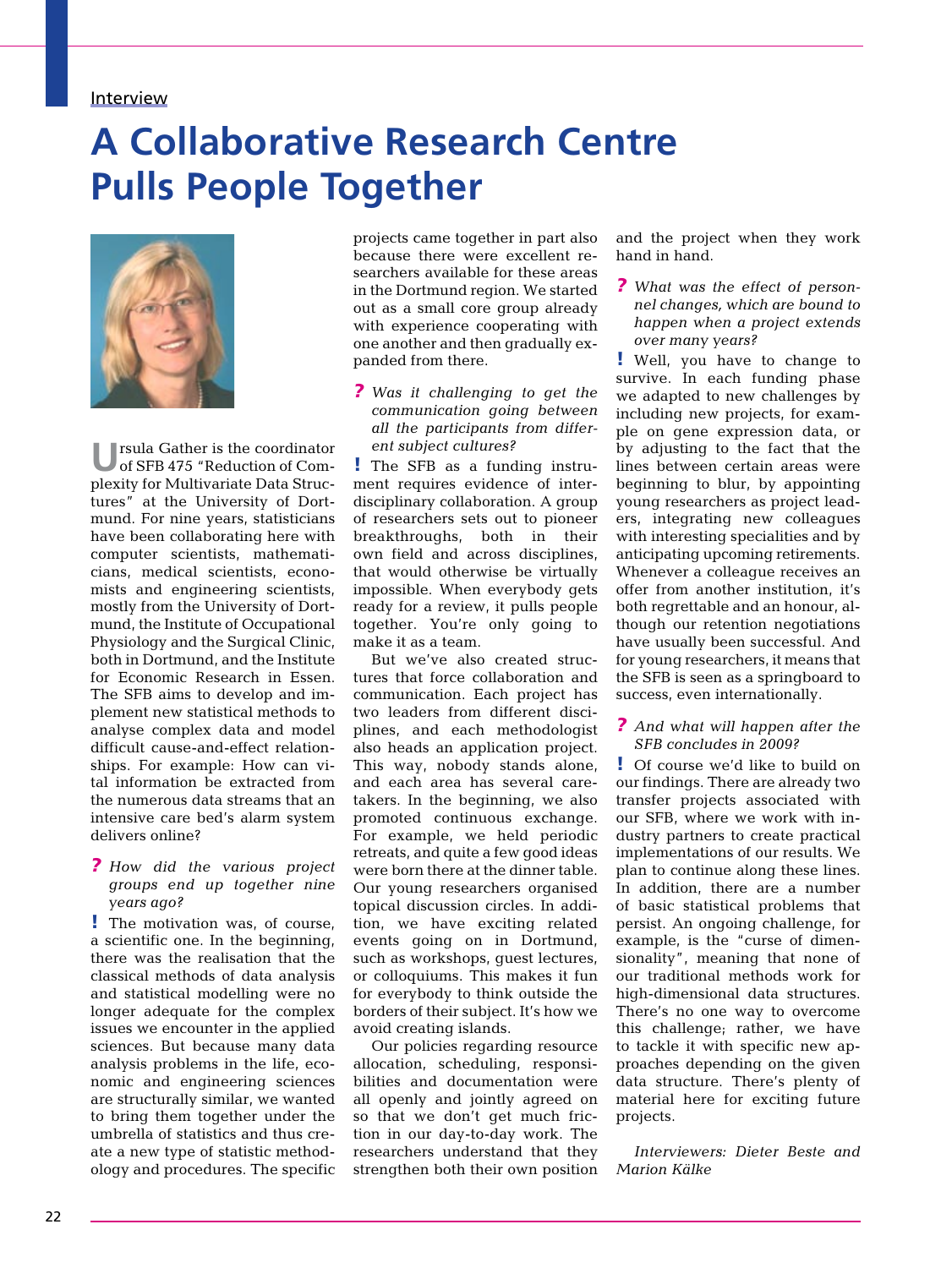Interview

# A Collaborative Research Centre Pulls People Together

Ursula Gather is the coordinator of SFB 475 "Reduction of Complexity for Multivariate Data Structures" at the University of Dortmund. For nine years, statisticians have been collaborating here with computer scientists, mathematicians, medical scientists, economists and engineering scientists, mostly from the University of Dortmund, the Institute of Occupational Physiology and the Surgical Clinic, both in Dortmund, and the Institute for Economic Research in Essen. The SFB aims to develop and implement new statistical methods to analyse complex data and model difficult cause-and-effect relationships. For example: How can vital information be extracted from the numerous data streams that an intensive care bed's alarm system delivers online?

**?** *How did the various project groups end up together nine years ago?*

**!** The motivation was, of course, a scientific one. In the beginning, there was the realisation that the classical methods of data analysis and statistical modelling were no longer adequate for the complex issues we encounter in the applied sciences. But because many data analysis problems in the life, economic and engineering sciences are structurally similar, we wanted to bring them together under the umbrella of statistics and thus create a new type of statistic methodology and procedures. The specific projects came together in part also because there were excellent researchers available for these areas in the Dortmund region. We started out as a small core group already with experience cooperating with one another and then gradually expanded from there.

**?** *Was it challenging to get the communication going between all the participants from different subject cultures?*

**!** The SFB as a funding instrument requires evidence of interdisciplinary collaboration. A group of researchers sets out to pioneer breakthroughs, both in their own field and across disciplines, that would otherwise be virtually impossible. When everybody gets ready for a review, it pulls people together. You're only going to make it as a team.

But we've also created structures that force collaboration and communication. Each project has two leaders from different disciplines, and each methodologist also heads an application project. This way, nobody stands alone, and each area has several caretakers. In the beginning, we also promoted continuous exchange. For example, we held periodic retreats, and quite a few good ideas were born there at the dinner table. Our young researchers organised topical discussion circles. In addition, we have exciting related events going on in Dortmund, such as workshops, guest lectures, or colloquiums. This makes it fun for everybody to think outside the borders of their subject. It's how we avoid creating islands.

Our policies regarding resource allocation, scheduling, responsibilities and documentation were all openly and jointly agreed on so that we don't get much friction in our day-to-day work. The researchers understand that they strengthen both their own position and the project when they work hand in hand.

**?** *What was the effect of personnel changes, which are bound to happen when a project extends over many years?*

**!** Well, you have to change to survive. In each funding phase we adapted to new challenges by including new projects, for example on gene expression data, or by adjusting to the fact that the lines between certain areas were beginning to blur, by appointing young researchers as project leaders, integrating new colleagues with interesting specialities and by anticipating upcoming retirements. Whenever a colleague receives an offer from another institution, it's both regrettable and an honour, although our retention negotiations have usually been successful. And for young researchers, it means that the SFB is seen as a springboard to success, even internationally.

**?** *And what will happen after the SFB concludes in 2009?*

**!** Of course we'd like to build on our findings. There are already two transfer projects associated with our SFB, where we work with industry partners to create practical implementations of our results. We plan to continue along these lines. In addition, there are a number of basic statistical problems that persist. An ongoing challenge, for example, is the "curse of dimensionality", meaning that none of our traditional methods work for high-dimensional data structures. There's no one way to overcome this challenge; rather, we have to tackle it with specific new approaches depending on the given data structure. There's plenty of material here for exciting future projects.

*Interviewers: Dieter Beste and Marion Kälke*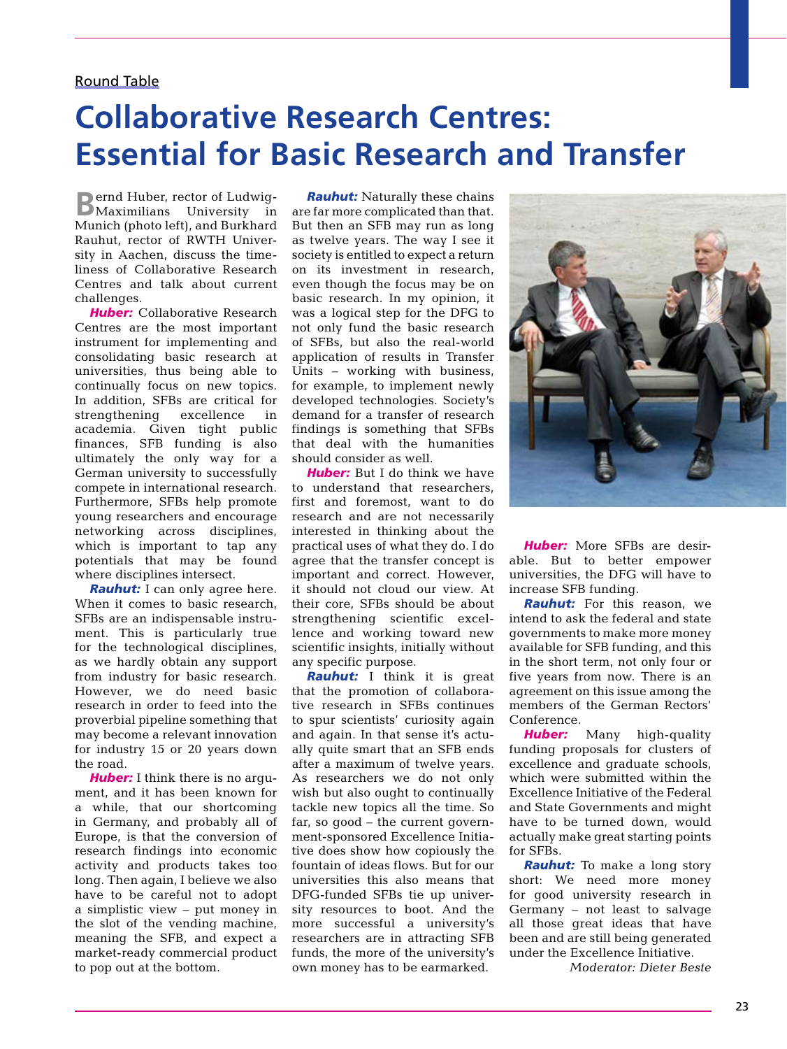Round Table

# Collaborative Research Centres: Essential for Basic Research and Transfer

Bernd Huber, rector of Ludwig-Maximilians University in Munich (photo left), and Burkhard Rauhut, rector of RWTH University in Aachen, discuss the timeliness of Collaborative Research Centres and talk about current challenges.

***Huber:*** Collaborative Research Centres are the most important instrument for implementing and consolidating basic research at universities, thus being able to continually focus on new topics. In addition, SFBs are critical for strengthening excellence in academia. Given tight public finances, SFB funding is also ultimately the only way for a German university to successfully compete in international research. Furthermore, SFBs help promote young researchers and encourage networking across disciplines, which is important to tap any potentials that may be found where disciplines intersect.

***Rauhut:*** I can only agree here. When it comes to basic research, SFBs are an indispensable instrument. This is particularly true for the technological disciplines, as we hardly obtain any support from industry for basic research. However, we do need basic research in order to feed into the proverbial pipeline something that may become a relevant innovation for industry 15 or 20 years down the road.

***Huber:*** I think there is no argument, and it has been known for a while, that our shortcoming in Germany, and probably all of Europe, is that the conversion of research findings into economic activity and products takes too long. Then again, I believe we also have to be careful not to adopt a simplistic view – put money in the slot of the vending machine, meaning the SFB, and expect a market-ready commercial product to pop out at the bottom.

***Rauhut:*** Naturally these chains are far more complicated than that. But then an SFB may run as long as twelve years. The way I see it society is entitled to expect a return on its investment in research, even though the focus may be on basic research. In my opinion, it was a logical step for the DFG to not only fund the basic research of SFBs, but also the real-world application of results in Transfer Units – working with business, for example, to implement newly developed technologies. Society's demand for a transfer of research findings is something that SFBs that deal with the humanities should consider as well.

***Huber:*** But I do think we have to understand that researchers, first and foremost, want to do research and are not necessarily interested in thinking about the practical uses of what they do. I do agree that the transfer concept is important and correct. However, it should not cloud our view. At their core, SFBs should be about strengthening scientific excellence and working toward new scientific insights, initially without any specific purpose.

***Rauhut:*** I think it is great that the promotion of collaborative research in SFBs continues to spur scientists' curiosity again and again. In that sense it's actually quite smart that an SFB ends after a maximum of twelve years. As researchers we do not only wish but also ought to continually tackle new topics all the time. So far, so good – the current government-sponsored Excellence Initiative does show how copiously the fountain of ideas flows. But for our universities this also means that DFG-funded SFBs tie up university resources to boot. And the more successful a university's researchers are in attracting SFB funds, the more of the university's own money has to be earmarked.

***Huber:*** More SFBs are desirable. But to better empower universities, the DFG will have to increase SFB funding.

***Rauhut:*** For this reason, we intend to ask the federal and state governments to make more money available for SFB funding, and this in the short term, not only four or five years from now. There is an agreement on this issue among the members of the German Rectors' Conference.

***Huber:*** Many high-quality funding proposals for clusters of excellence and graduate schools, which were submitted within the Excellence Initiative of the Federal and State Governments and might have to be turned down, would actually make great starting points for SFBs.

***Rauhut:*** To make a long story short: We need more money for good university research in Germany – not least to salvage all those great ideas that have been and are still being generated under the Excellence Initiative.

*Moderator: Dieter Beste*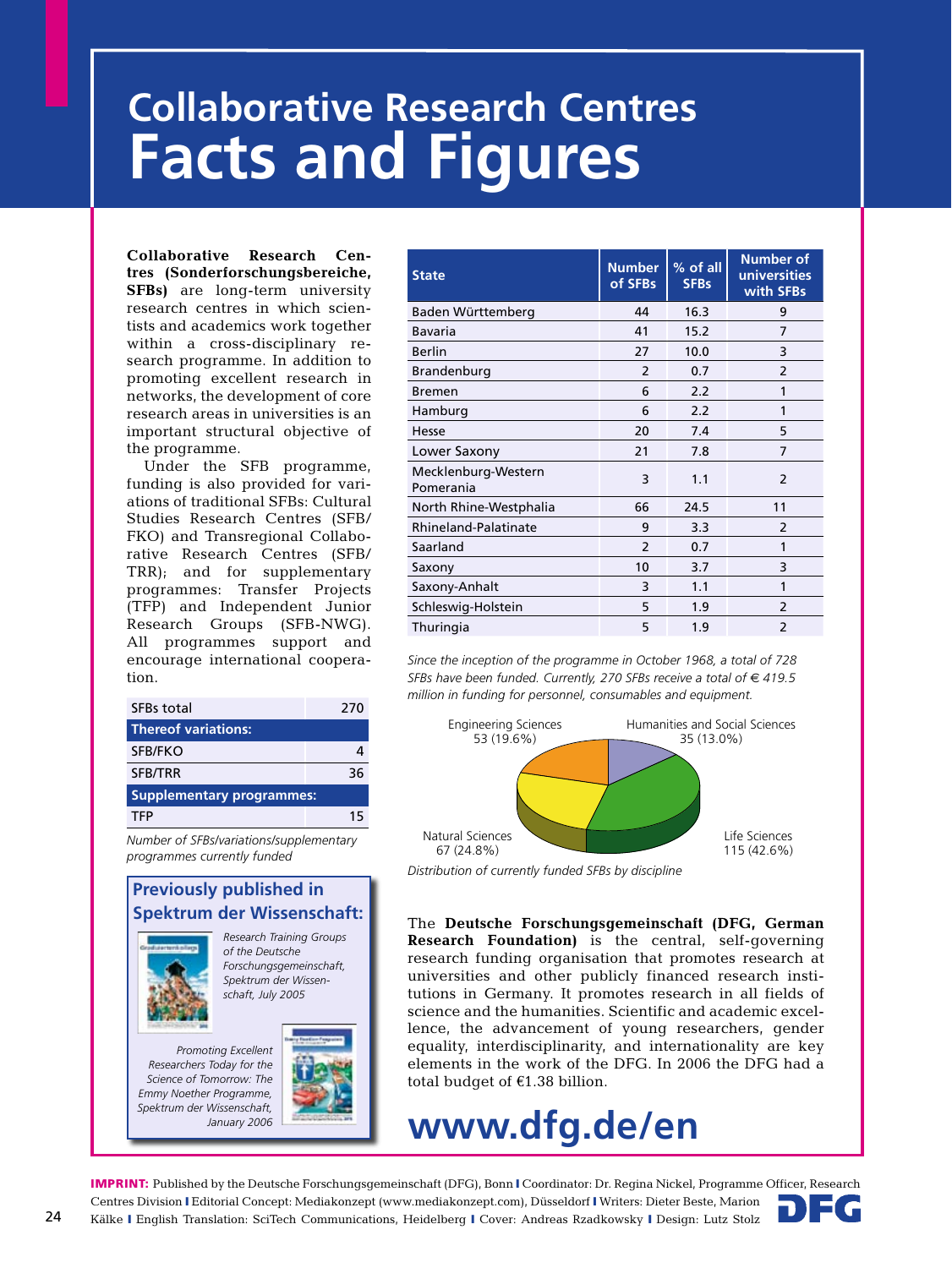# Collaborative Research Centres
# Facts and Figures

**Collaborative Research Centres (Sonderforschungsbereiche, SFBs)** are long-term university research centres in which scientists and academics work together within a cross-disciplinary research programme. In addition to promoting excellent research in networks, the development of core research areas in universities is an important structural objective of the programme.

Under the SFB programme, funding is also provided for variations of traditional SFBs: Cultural Studies Research Centres (SFB/FKO) and Transregional Collaborative Research Centres (SFB/TRR); and for supplementary programmes: Transfer Projects (TFP) and Independent Junior Research Groups (SFB-NWG). All programmes support and encourage international cooperation.

| | |
|---|---|
| SFBs total | 270 |
| **Thereof variations:** | |
| SFB/FKO | 4 |
| SFB/TRR | 36 |
| **Supplementary programmes:** | |
| TFP | 15 |

*Number of SFBs/variations/supplementary programmes currently funded*

| State | Number of SFBs | % of all SFBs | Number of universities with SFBs |
|---|---|---|---|
| Baden Württemberg | 44 | 16.3 | 9 |
| Bavaria | 41 | 15.2 | 7 |
| Berlin | 27 | 10.0 | 3 |
| Brandenburg | 2 | 0.7 | 2 |
| Bremen | 6 | 2.2 | 1 |
| Hamburg | 6 | 2.2 | 1 |
| Hesse | 20 | 7.4 | 5 |
| Lower Saxony | 21 | 7.8 | 7 |
| Mecklenburg-Western Pomerania | 3 | 1.1 | 2 |
| North Rhine-Westphalia | 66 | 24.5 | 11 |
| Rhineland-Palatinate | 9 | 3.3 | 2 |
| Saarland | 2 | 0.7 | 1 |
| Saxony | 10 | 3.7 | 3 |
| Saxony-Anhalt | 3 | 1.1 | 1 |
| Schleswig-Holstein | 5 | 1.9 | 2 |
| Thuringia | 5 | 1.9 | 2 |

*Since the inception of the programme in October 1968, a total of 728 SFBs have been funded. Currently, 270 SFBs receive a total of € 419.5 million in funding for personnel, consumables and equipment.*

Engineering Sciences
53 (19.6%)
Humanities and Social Sciences
35 (13.0%)
Natural Sciences
67 (24.8%)
Life Sciences
115 (42.6%)

*Distribution of currently funded SFBs by discipline*

## Previously published in Spektrum der Wissenschaft:

*Research Training Groups of the Deutsche Forschungsgemeinschaft, Spektrum der Wissenschaft, July 2005*

*Promoting Excellent Researchers Today for the Science of Tomorrow: The Emmy Noether Programme, Spektrum der Wissenschaft, January 2006*

The **Deutsche Forschungsgemeinschaft (DFG, German Research Foundation)** is the central, self-governing research funding organisation that promotes research at universities and other publicly financed research institutions in Germany. It promotes research in all fields of science and the humanities. Scientific and academic excellence, the advancement of young researchers, gender equality, interdisciplinarity, and internationality are key elements in the work of the DFG. In 2006 the DFG had a total budget of €1.38 billion.

**www.dfg.de/en**

**IMPRINT:** Published by the Deutsche Forschungsgemeinschaft (DFG), Bonn | Coordinator: Dr. Regina Nickel, Programme Officer, Research Centres Division | Editorial Concept: Mediakonzept (www.mediakonzept.com), Düsseldorf | Writers: Dieter Beste, Marion Kälke | English Translation: SciTech Communications, Heidelberg | Cover: Andreas Rzadkowsky | Design: Lutz Stolz

DFG